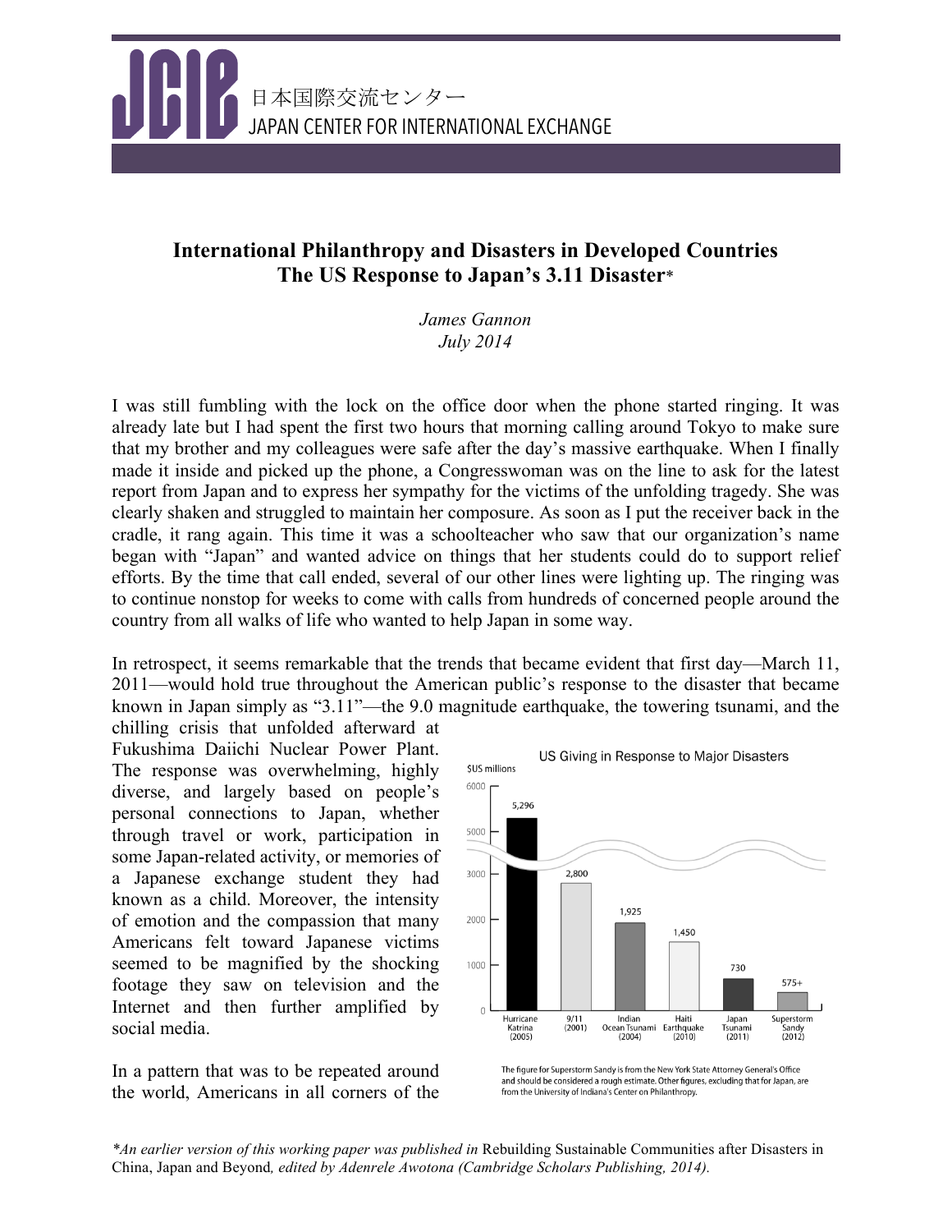日本国際交流センター
JAPAN CENTER FOR INTERNATIONAL EXCHANGE

# International Philanthropy and Disasters in Developed Countries
# The US Response to Japan's 3.11 Disaster*

*James Gannon*
*July 2014*

I was still fumbling with the lock on the office door when the phone started ringing. It was already late but I had spent the first two hours that morning calling around Tokyo to make sure that my brother and my colleagues were safe after the day's massive earthquake. When I finally made it inside and picked up the phone, a Congresswoman was on the line to ask for the latest report from Japan and to express her sympathy for the victims of the unfolding tragedy. She was clearly shaken and struggled to maintain her composure. As soon as I put the receiver back in the cradle, it rang again. This time it was a schoolteacher who saw that our organization's name began with "Japan" and wanted advice on things that her students could do to support relief efforts. By the time that call ended, several of our other lines were lighting up. The ringing was to continue nonstop for weeks to come with calls from hundreds of concerned people around the country from all walks of life who wanted to help Japan in some way.

In retrospect, it seems remarkable that the trends that became evident that first day—March 11, 2011—would hold true throughout the American public's response to the disaster that became known in Japan simply as "3.11"—the 9.0 magnitude earthquake, the towering tsunami, and the chilling crisis that unfolded afterward at Fukushima Daiichi Nuclear Power Plant. The response was overwhelming, highly diverse, and largely based on people's personal connections to Japan, whether through travel or work, participation in some Japan-related activity, or memories of a Japanese exchange student they had known as a child. Moreover, the intensity of emotion and the compassion that many Americans felt toward Japanese victims seemed to be magnified by the shocking footage they saw on television and the Internet and then further amplified by social media.

**US Giving in Response to Major Disasters** ($US millions)

| Disaster | $US millions |
|---|---|
| Hurricane Katrina (2005) | 5,296 |
| 9/11 (2001) | 2,800 |
| Indian Ocean Tsunami (2004) | 1,925 |
| Haiti Earthquake (2010) | 1,450 |
| Japan Tsunami (2011) | 730 |
| Superstorm Sandy (2012) | 575+ |

The figure for Superstorm Sandy is from the New York State Attorney General's Office and should be considered a rough estimate. Other figures, excluding that for Japan, are from the University of Indiana's Center on Philanthropy.

In a pattern that was to be repeated around the world, Americans in all corners of the

*\*An earlier version of this working paper was published in* Rebuilding Sustainable Communities after Disasters in China, Japan and Beyond*, edited by Adenrele Awotona (Cambridge Scholars Publishing, 2014).*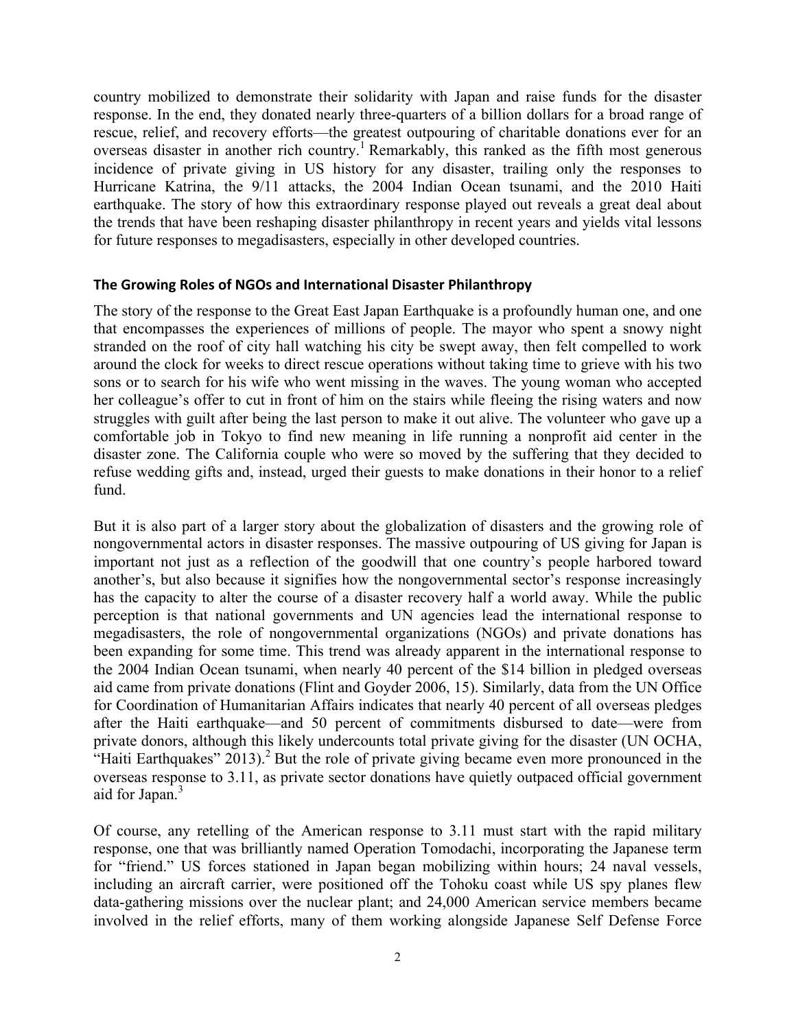country mobilized to demonstrate their solidarity with Japan and raise funds for the disaster response. In the end, they donated nearly three-quarters of a billion dollars for a broad range of rescue, relief, and recovery efforts—the greatest outpouring of charitable donations ever for an overseas disaster in another rich country.[1] Remarkably, this ranked as the fifth most generous incidence of private giving in US history for any disaster, trailing only the responses to Hurricane Katrina, the 9/11 attacks, the 2004 Indian Ocean tsunami, and the 2010 Haiti earthquake. The story of how this extraordinary response played out reveals a great deal about the trends that have been reshaping disaster philanthropy in recent years and yields vital lessons for future responses to megadisasters, especially in other developed countries.

## The Growing Roles of NGOs and International Disaster Philanthropy

The story of the response to the Great East Japan Earthquake is a profoundly human one, and one that encompasses the experiences of millions of people. The mayor who spent a snowy night stranded on the roof of city hall watching his city be swept away, then felt compelled to work around the clock for weeks to direct rescue operations without taking time to grieve with his two sons or to search for his wife who went missing in the waves. The young woman who accepted her colleague's offer to cut in front of him on the stairs while fleeing the rising waters and now struggles with guilt after being the last person to make it out alive. The volunteer who gave up a comfortable job in Tokyo to find new meaning in life running a nonprofit aid center in the disaster zone. The California couple who were so moved by the suffering that they decided to refuse wedding gifts and, instead, urged their guests to make donations in their honor to a relief fund.

But it is also part of a larger story about the globalization of disasters and the growing role of nongovernmental actors in disaster responses. The massive outpouring of US giving for Japan is important not just as a reflection of the goodwill that one country's people harbored toward another's, but also because it signifies how the nongovernmental sector's response increasingly has the capacity to alter the course of a disaster recovery half a world away. While the public perception is that national governments and UN agencies lead the international response to megadisasters, the role of nongovernmental organizations (NGOs) and private donations has been expanding for some time. This trend was already apparent in the international response to the 2004 Indian Ocean tsunami, when nearly 40 percent of the $14 billion in pledged overseas aid came from private donations (Flint and Goyder 2006, 15). Similarly, data from the UN Office for Coordination of Humanitarian Affairs indicates that nearly 40 percent of all overseas pledges after the Haiti earthquake—and 50 percent of commitments disbursed to date—were from private donors, although this likely undercounts total private giving for the disaster (UN OCHA, "Haiti Earthquakes" 2013).[2] But the role of private giving became even more pronounced in the overseas response to 3.11, as private sector donations have quietly outpaced official government aid for Japan.[3]

Of course, any retelling of the American response to 3.11 must start with the rapid military response, one that was brilliantly named Operation Tomodachi, incorporating the Japanese term for "friend." US forces stationed in Japan began mobilizing within hours; 24 naval vessels, including an aircraft carrier, were positioned off the Tohoku coast while US spy planes flew data-gathering missions over the nuclear plant; and 24,000 American service members became involved in the relief efforts, many of them working alongside Japanese Self Defense Force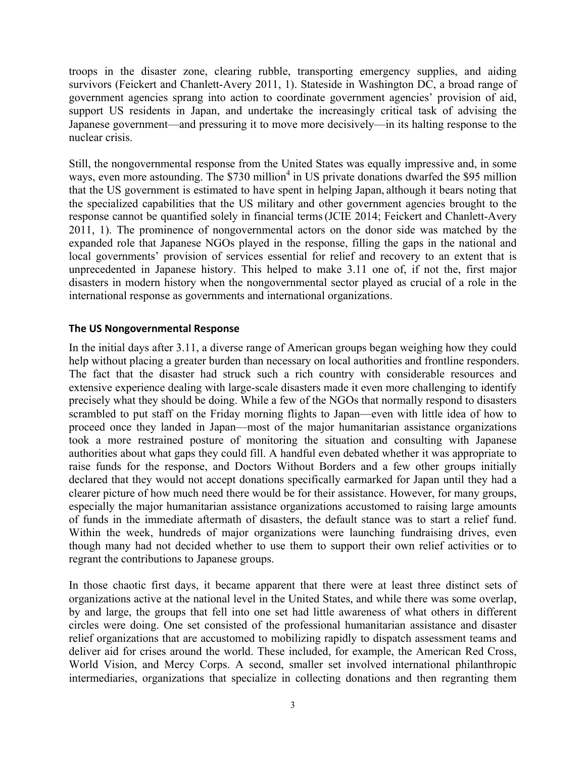troops in the disaster zone, clearing rubble, transporting emergency supplies, and aiding survivors (Feickert and Chanlett-Avery 2011, 1). Stateside in Washington DC, a broad range of government agencies sprang into action to coordinate government agencies' provision of aid, support US residents in Japan, and undertake the increasingly critical task of advising the Japanese government—and pressuring it to move more decisively—in its halting response to the nuclear crisis.

Still, the nongovernmental response from the United States was equally impressive and, in some ways, even more astounding. The $730 million[4] in US private donations dwarfed the $95 million that the US government is estimated to have spent in helping Japan, although it bears noting that the specialized capabilities that the US military and other government agencies brought to the response cannot be quantified solely in financial terms (JCIE 2014; Feickert and Chanlett-Avery 2011, 1). The prominence of nongovernmental actors on the donor side was matched by the expanded role that Japanese NGOs played in the response, filling the gaps in the national and local governments' provision of services essential for relief and recovery to an extent that is unprecedented in Japanese history. This helped to make 3.11 one of, if not the, first major disasters in modern history when the nongovernmental sector played as crucial of a role in the international response as governments and international organizations.

### The US Nongovernmental Response

In the initial days after 3.11, a diverse range of American groups began weighing how they could help without placing a greater burden than necessary on local authorities and frontline responders. The fact that the disaster had struck such a rich country with considerable resources and extensive experience dealing with large-scale disasters made it even more challenging to identify precisely what they should be doing. While a few of the NGOs that normally respond to disasters scrambled to put staff on the Friday morning flights to Japan—even with little idea of how to proceed once they landed in Japan—most of the major humanitarian assistance organizations took a more restrained posture of monitoring the situation and consulting with Japanese authorities about what gaps they could fill. A handful even debated whether it was appropriate to raise funds for the response, and Doctors Without Borders and a few other groups initially declared that they would not accept donations specifically earmarked for Japan until they had a clearer picture of how much need there would be for their assistance. However, for many groups, especially the major humanitarian assistance organizations accustomed to raising large amounts of funds in the immediate aftermath of disasters, the default stance was to start a relief fund. Within the week, hundreds of major organizations were launching fundraising drives, even though many had not decided whether to use them to support their own relief activities or to regrant the contributions to Japanese groups.

In those chaotic first days, it became apparent that there were at least three distinct sets of organizations active at the national level in the United States, and while there was some overlap, by and large, the groups that fell into one set had little awareness of what others in different circles were doing. One set consisted of the professional humanitarian assistance and disaster relief organizations that are accustomed to mobilizing rapidly to dispatch assessment teams and deliver aid for crises around the world. These included, for example, the American Red Cross, World Vision, and Mercy Corps. A second, smaller set involved international philanthropic intermediaries, organizations that specialize in collecting donations and then regranting them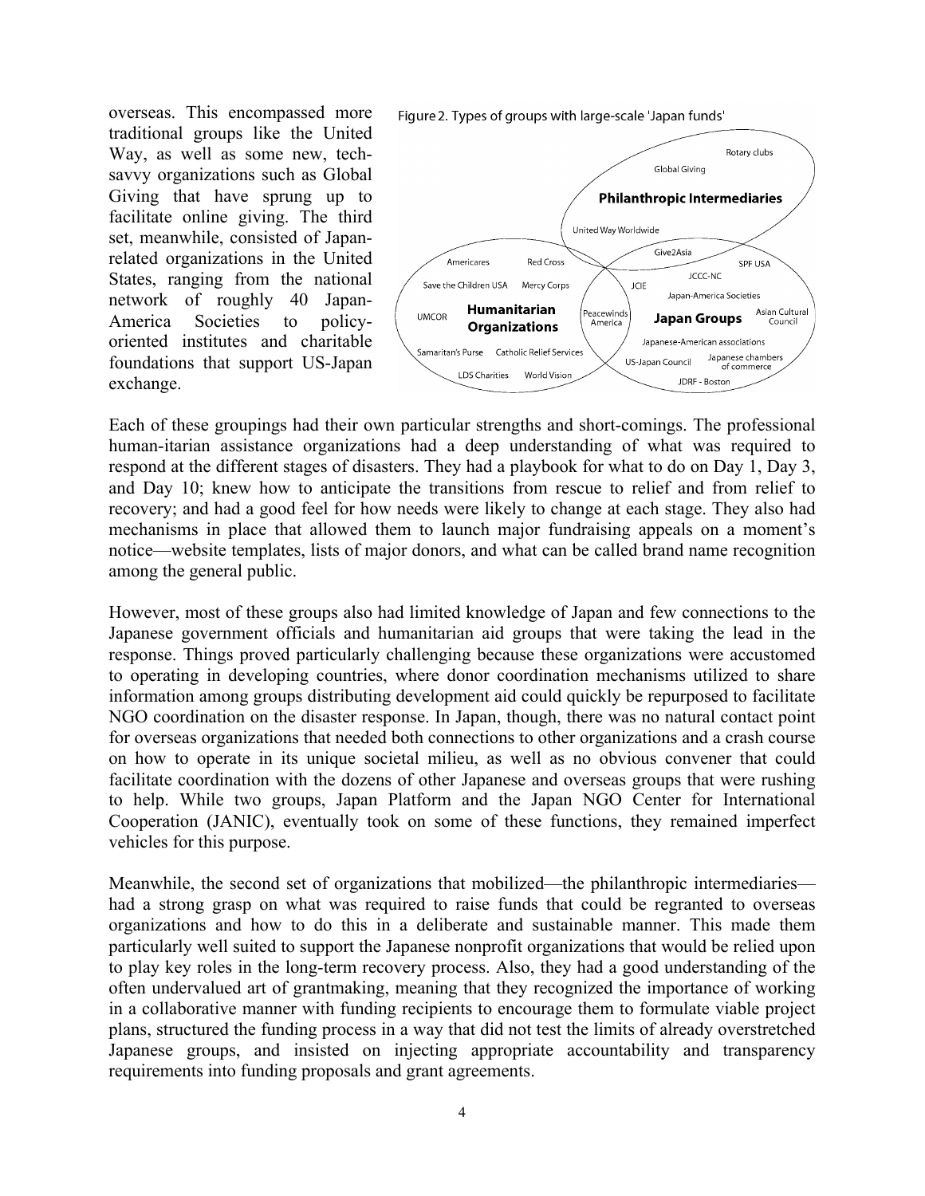overseas. This encompassed more traditional groups like the United Way, as well as some new, tech-savvy organizations such as Global Giving that have sprung up to facilitate online giving. The third set, meanwhile, consisted of Japan-related organizations in the United States, ranging from the national network of roughly 40 Japan-America Societies to policy-oriented institutes and charitable foundations that support US-Japan exchange.

Figure 2. Types of groups with large-scale 'Japan funds'

Each of these groupings had their own particular strengths and short-comings. The professional human-itarian assistance organizations had a deep understanding of what was required to respond at the different stages of disasters. They had a playbook for what to do on Day 1, Day 3, and Day 10; knew how to anticipate the transitions from rescue to relief and from relief to recovery; and had a good feel for how needs were likely to change at each stage. They also had mechanisms in place that allowed them to launch major fundraising appeals on a moment's notice—website templates, lists of major donors, and what can be called brand name recognition among the general public.

However, most of these groups also had limited knowledge of Japan and few connections to the Japanese government officials and humanitarian aid groups that were taking the lead in the response. Things proved particularly challenging because these organizations were accustomed to operating in developing countries, where donor coordination mechanisms utilized to share information among groups distributing development aid could quickly be repurposed to facilitate NGO coordination on the disaster response. In Japan, though, there was no natural contact point for overseas organizations that needed both connections to other organizations and a crash course on how to operate in its unique societal milieu, as well as no obvious convener that could facilitate coordination with the dozens of other Japanese and overseas groups that were rushing to help. While two groups, Japan Platform and the Japan NGO Center for International Cooperation (JANIC), eventually took on some of these functions, they remained imperfect vehicles for this purpose.

Meanwhile, the second set of organizations that mobilized—the philanthropic intermediaries—had a strong grasp on what was required to raise funds that could be regranted to overseas organizations and how to do this in a deliberate and sustainable manner. This made them particularly well suited to support the Japanese nonprofit organizations that would be relied upon to play key roles in the long-term recovery process. Also, they had a good understanding of the often undervalued art of grantmaking, meaning that they recognized the importance of working in a collaborative manner with funding recipients to encourage them to formulate viable project plans, structured the funding process in a way that did not test the limits of already overstretched Japanese groups, and insisted on injecting appropriate accountability and transparency requirements into funding proposals and grant agreements.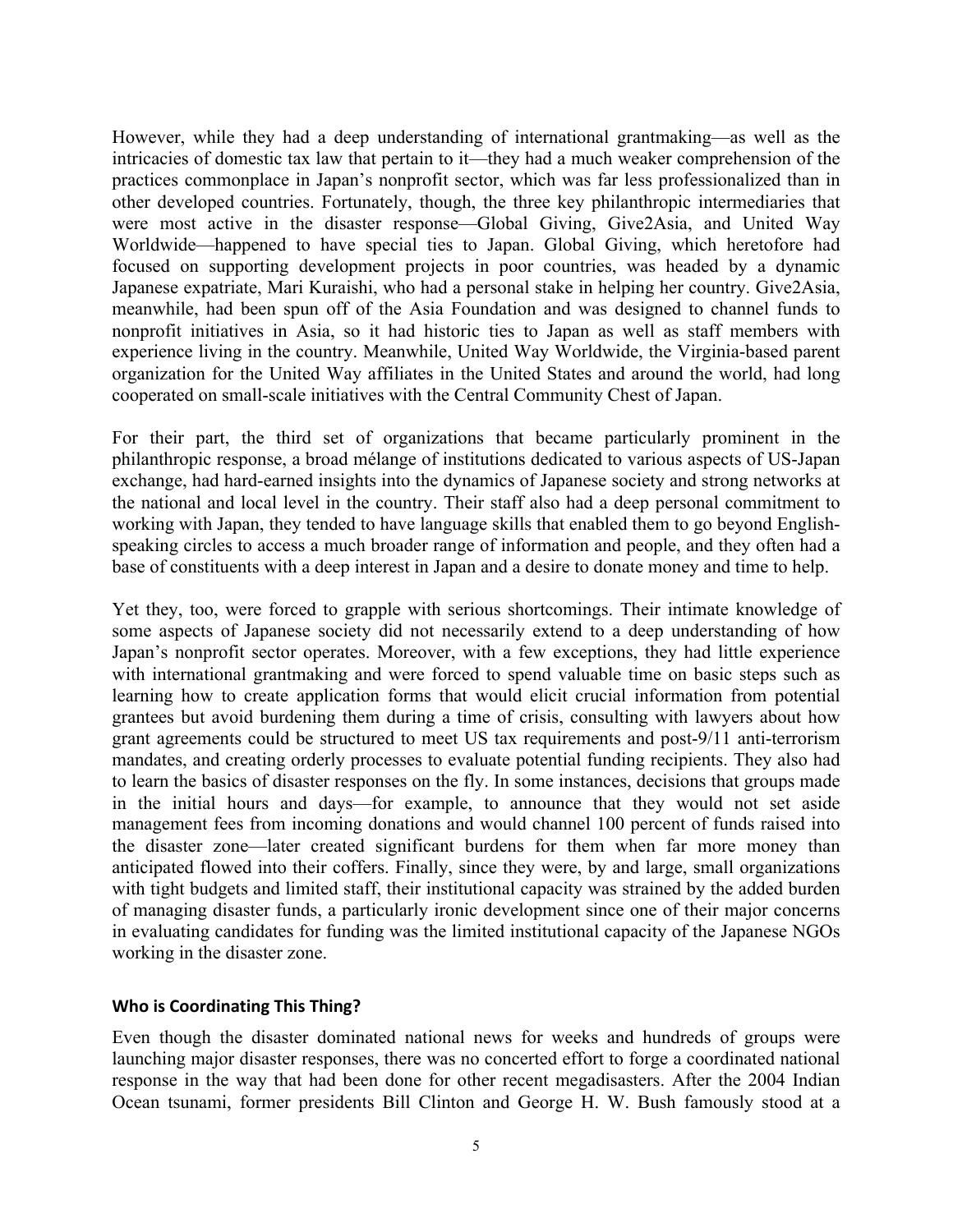However, while they had a deep understanding of international grantmaking—as well as the intricacies of domestic tax law that pertain to it—they had a much weaker comprehension of the practices commonplace in Japan's nonprofit sector, which was far less professionalized than in other developed countries. Fortunately, though, the three key philanthropic intermediaries that were most active in the disaster response—Global Giving, Give2Asia, and United Way Worldwide—happened to have special ties to Japan. Global Giving, which heretofore had focused on supporting development projects in poor countries, was headed by a dynamic Japanese expatriate, Mari Kuraishi, who had a personal stake in helping her country. Give2Asia, meanwhile, had been spun off of the Asia Foundation and was designed to channel funds to nonprofit initiatives in Asia, so it had historic ties to Japan as well as staff members with experience living in the country. Meanwhile, United Way Worldwide, the Virginia-based parent organization for the United Way affiliates in the United States and around the world, had long cooperated on small-scale initiatives with the Central Community Chest of Japan.

For their part, the third set of organizations that became particularly prominent in the philanthropic response, a broad mélange of institutions dedicated to various aspects of US-Japan exchange, had hard-earned insights into the dynamics of Japanese society and strong networks at the national and local level in the country. Their staff also had a deep personal commitment to working with Japan, they tended to have language skills that enabled them to go beyond English-speaking circles to access a much broader range of information and people, and they often had a base of constituents with a deep interest in Japan and a desire to donate money and time to help.

Yet they, too, were forced to grapple with serious shortcomings. Their intimate knowledge of some aspects of Japanese society did not necessarily extend to a deep understanding of how Japan's nonprofit sector operates. Moreover, with a few exceptions, they had little experience with international grantmaking and were forced to spend valuable time on basic steps such as learning how to create application forms that would elicit crucial information from potential grantees but avoid burdening them during a time of crisis, consulting with lawyers about how grant agreements could be structured to meet US tax requirements and post-9/11 anti-terrorism mandates, and creating orderly processes to evaluate potential funding recipients. They also had to learn the basics of disaster responses on the fly. In some instances, decisions that groups made in the initial hours and days—for example, to announce that they would not set aside management fees from incoming donations and would channel 100 percent of funds raised into the disaster zone—later created significant burdens for them when far more money than anticipated flowed into their coffers. Finally, since they were, by and large, small organizations with tight budgets and limited staff, their institutional capacity was strained by the added burden of managing disaster funds, a particularly ironic development since one of their major concerns in evaluating candidates for funding was the limited institutional capacity of the Japanese NGOs working in the disaster zone.

## Who is Coordinating This Thing?

Even though the disaster dominated national news for weeks and hundreds of groups were launching major disaster responses, there was no concerted effort to forge a coordinated national response in the way that had been done for other recent megadisasters. After the 2004 Indian Ocean tsunami, former presidents Bill Clinton and George H. W. Bush famously stood at a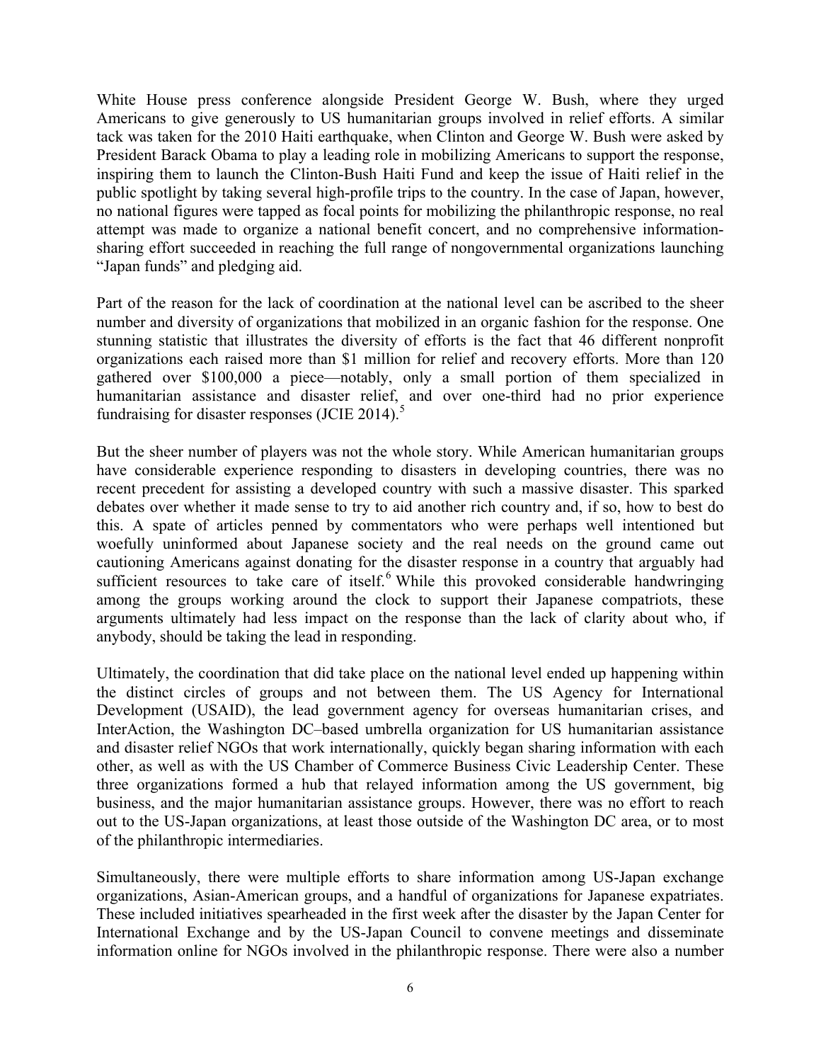White House press conference alongside President George W. Bush, where they urged Americans to give generously to US humanitarian groups involved in relief efforts. A similar tack was taken for the 2010 Haiti earthquake, when Clinton and George W. Bush were asked by President Barack Obama to play a leading role in mobilizing Americans to support the response, inspiring them to launch the Clinton-Bush Haiti Fund and keep the issue of Haiti relief in the public spotlight by taking several high-profile trips to the country. In the case of Japan, however, no national figures were tapped as focal points for mobilizing the philanthropic response, no real attempt was made to organize a national benefit concert, and no comprehensive information-sharing effort succeeded in reaching the full range of nongovernmental organizations launching "Japan funds" and pledging aid.

Part of the reason for the lack of coordination at the national level can be ascribed to the sheer number and diversity of organizations that mobilized in an organic fashion for the response. One stunning statistic that illustrates the diversity of efforts is the fact that 46 different nonprofit organizations each raised more than $1 million for relief and recovery efforts. More than 120 gathered over $100,000 a piece—notably, only a small portion of them specialized in humanitarian assistance and disaster relief, and over one-third had no prior experience fundraising for disaster responses (JCIE 2014).[5]

But the sheer number of players was not the whole story. While American humanitarian groups have considerable experience responding to disasters in developing countries, there was no recent precedent for assisting a developed country with such a massive disaster. This sparked debates over whether it made sense to try to aid another rich country and, if so, how to best do this. A spate of articles penned by commentators who were perhaps well intentioned but woefully uninformed about Japanese society and the real needs on the ground came out cautioning Americans against donating for the disaster response in a country that arguably had sufficient resources to take care of itself.[6] While this provoked considerable handwringing among the groups working around the clock to support their Japanese compatriots, these arguments ultimately had less impact on the response than the lack of clarity about who, if anybody, should be taking the lead in responding.

Ultimately, the coordination that did take place on the national level ended up happening within the distinct circles of groups and not between them. The US Agency for International Development (USAID), the lead government agency for overseas humanitarian crises, and InterAction, the Washington DC–based umbrella organization for US humanitarian assistance and disaster relief NGOs that work internationally, quickly began sharing information with each other, as well as with the US Chamber of Commerce Business Civic Leadership Center. These three organizations formed a hub that relayed information among the US government, big business, and the major humanitarian assistance groups. However, there was no effort to reach out to the US-Japan organizations, at least those outside of the Washington DC area, or to most of the philanthropic intermediaries.

Simultaneously, there were multiple efforts to share information among US-Japan exchange organizations, Asian-American groups, and a handful of organizations for Japanese expatriates. These included initiatives spearheaded in the first week after the disaster by the Japan Center for International Exchange and by the US-Japan Council to convene meetings and disseminate information online for NGOs involved in the philanthropic response. There were also a number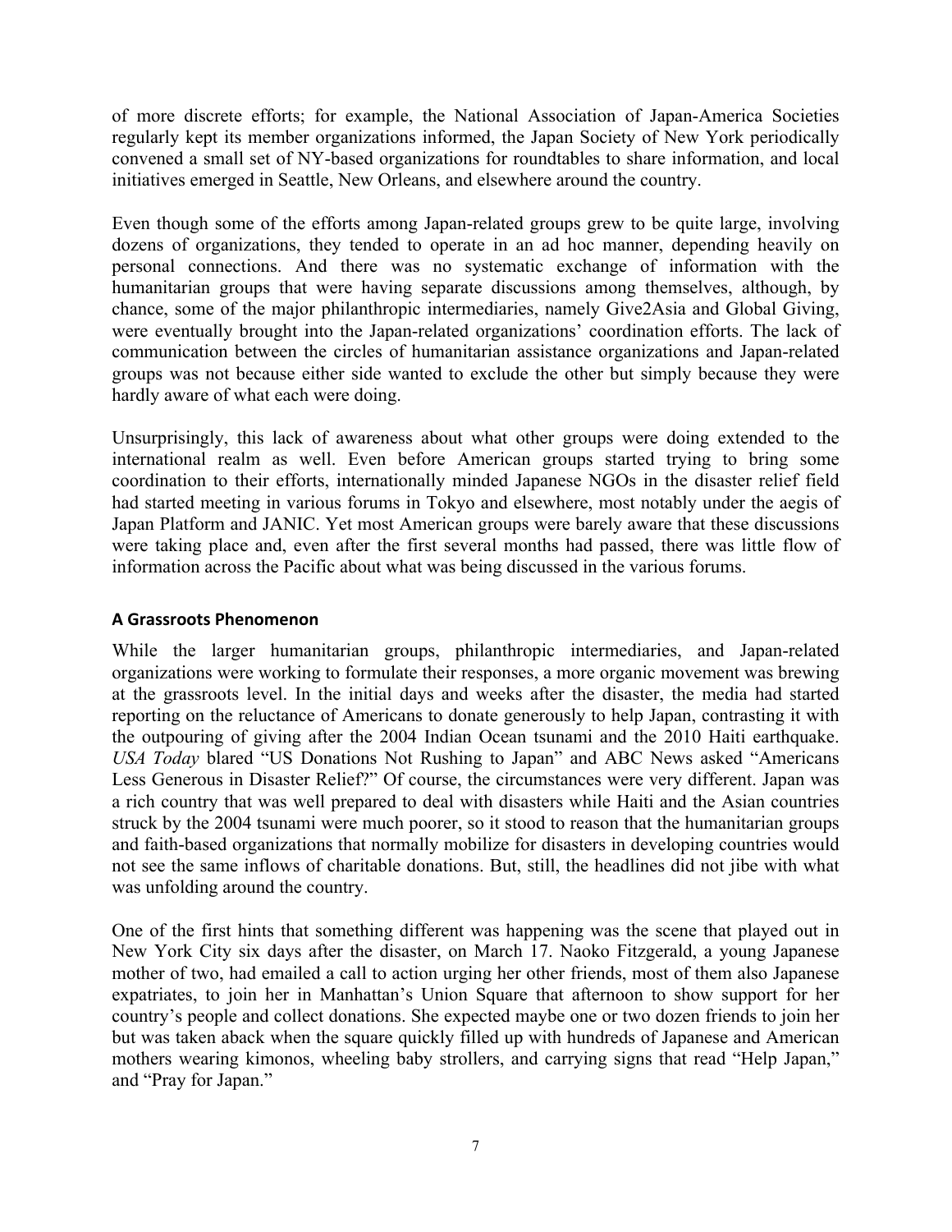of more discrete efforts; for example, the National Association of Japan-America Societies regularly kept its member organizations informed, the Japan Society of New York periodically convened a small set of NY-based organizations for roundtables to share information, and local initiatives emerged in Seattle, New Orleans, and elsewhere around the country.

Even though some of the efforts among Japan-related groups grew to be quite large, involving dozens of organizations, they tended to operate in an ad hoc manner, depending heavily on personal connections. And there was no systematic exchange of information with the humanitarian groups that were having separate discussions among themselves, although, by chance, some of the major philanthropic intermediaries, namely Give2Asia and Global Giving, were eventually brought into the Japan-related organizations' coordination efforts. The lack of communication between the circles of humanitarian assistance organizations and Japan-related groups was not because either side wanted to exclude the other but simply because they were hardly aware of what each were doing.

Unsurprisingly, this lack of awareness about what other groups were doing extended to the international realm as well. Even before American groups started trying to bring some coordination to their efforts, internationally minded Japanese NGOs in the disaster relief field had started meeting in various forums in Tokyo and elsewhere, most notably under the aegis of Japan Platform and JANIC. Yet most American groups were barely aware that these discussions were taking place and, even after the first several months had passed, there was little flow of information across the Pacific about what was being discussed in the various forums.

#### A Grassroots Phenomenon

While the larger humanitarian groups, philanthropic intermediaries, and Japan-related organizations were working to formulate their responses, a more organic movement was brewing at the grassroots level. In the initial days and weeks after the disaster, the media had started reporting on the reluctance of Americans to donate generously to help Japan, contrasting it with the outpouring of giving after the 2004 Indian Ocean tsunami and the 2010 Haiti earthquake. *USA Today* blared "US Donations Not Rushing to Japan" and ABC News asked "Americans Less Generous in Disaster Relief?" Of course, the circumstances were very different. Japan was a rich country that was well prepared to deal with disasters while Haiti and the Asian countries struck by the 2004 tsunami were much poorer, so it stood to reason that the humanitarian groups and faith-based organizations that normally mobilize for disasters in developing countries would not see the same inflows of charitable donations. But, still, the headlines did not jibe with what was unfolding around the country.

One of the first hints that something different was happening was the scene that played out in New York City six days after the disaster, on March 17. Naoko Fitzgerald, a young Japanese mother of two, had emailed a call to action urging her other friends, most of them also Japanese expatriates, to join her in Manhattan's Union Square that afternoon to show support for her country's people and collect donations. She expected maybe one or two dozen friends to join her but was taken aback when the square quickly filled up with hundreds of Japanese and American mothers wearing kimonos, wheeling baby strollers, and carrying signs that read "Help Japan," and "Pray for Japan."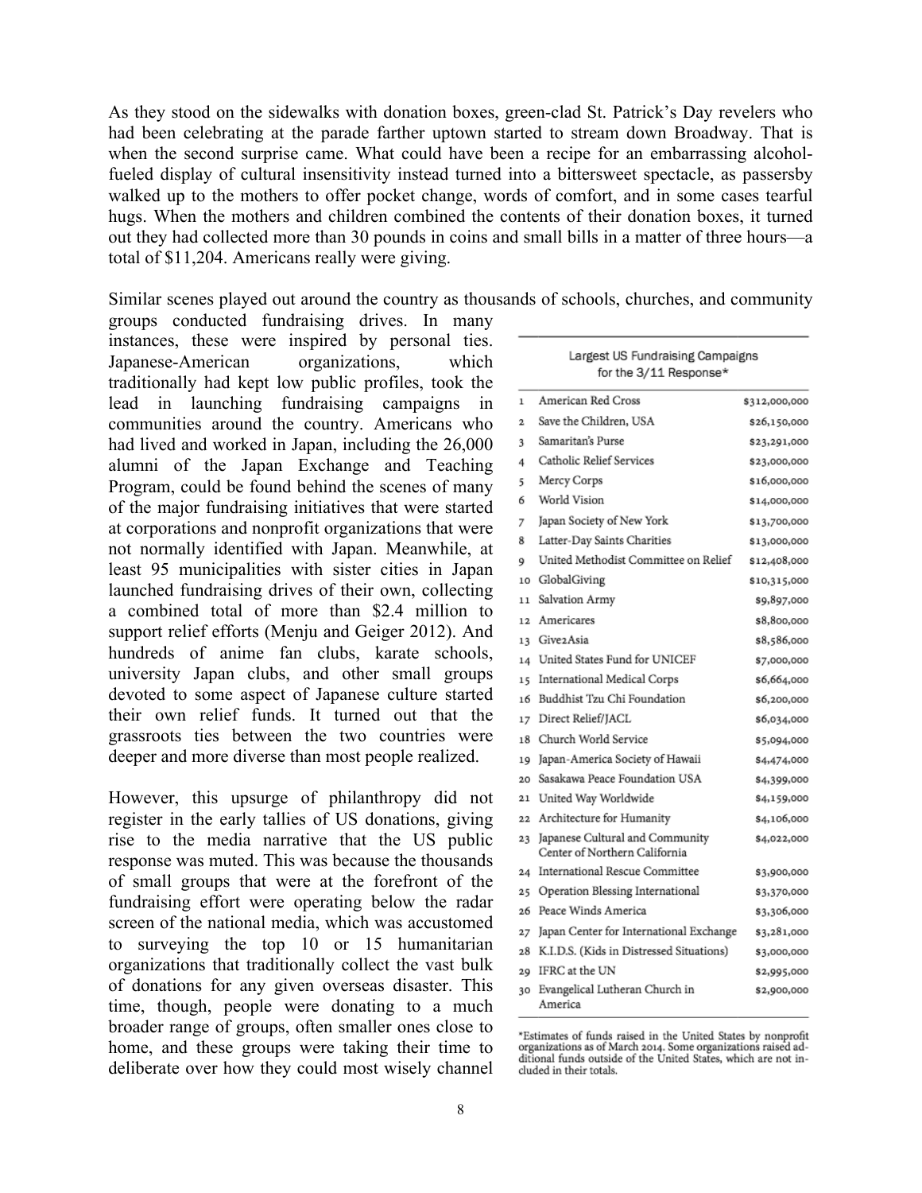As they stood on the sidewalks with donation boxes, green-clad St. Patrick's Day revelers who had been celebrating at the parade farther uptown started to stream down Broadway. That is when the second surprise came. What could have been a recipe for an embarrassing alcohol-fueled display of cultural insensitivity instead turned into a bittersweet spectacle, as passersby walked up to the mothers to offer pocket change, words of comfort, and in some cases tearful hugs. When the mothers and children combined the contents of their donation boxes, it turned out they had collected more than 30 pounds in coins and small bills in a matter of three hours—a total of $11,204. Americans really were giving.

Similar scenes played out around the country as thousands of schools, churches, and community groups conducted fundraising drives. In many instances, these were inspired by personal ties. Japanese-American organizations, which traditionally had kept low public profiles, took the lead in launching fundraising campaigns in communities around the country. Americans who had lived and worked in Japan, including the 26,000 alumni of the Japan Exchange and Teaching Program, could be found behind the scenes of many of the major fundraising initiatives that were started at corporations and nonprofit organizations that were not normally identified with Japan. Meanwhile, at least 95 municipalities with sister cities in Japan launched fundraising drives of their own, collecting a combined total of more than $2.4 million to support relief efforts (Menju and Geiger 2012). And hundreds of anime fan clubs, karate schools, university Japan clubs, and other small groups devoted to some aspect of Japanese culture started their own relief funds. It turned out that the grassroots ties between the two countries were deeper and more diverse than most people realized.

However, this upsurge of philanthropy did not register in the early tallies of US donations, giving rise to the media narrative that the US public response was muted. This was because the thousands of small groups that were at the forefront of the fundraising effort were operating below the radar screen of the national media, which was accustomed to surveying the top 10 or 15 humanitarian organizations that traditionally collect the vast bulk of donations for any given overseas disaster. This time, though, people were donating to a much broader range of groups, often smaller ones close to home, and these groups were taking their time to deliberate over how they could most wisely channel

Largest US Fundraising Campaigns for the 3/11 Response*

| | Organization | Amount |
|---|---|---|
| 1 | American Red Cross | $312,000,000 |
| 2 | Save the Children, USA | $26,150,000 |
| 3 | Samaritan's Purse | $23,291,000 |
| 4 | Catholic Relief Services | $23,000,000 |
| 5 | Mercy Corps | $16,000,000 |
| 6 | World Vision | $14,000,000 |
| 7 | Japan Society of New York | $13,700,000 |
| 8 | Latter-Day Saints Charities | $13,000,000 |
| 9 | United Methodist Committee on Relief | $12,408,000 |
| 10 | GlobalGiving | $10,315,000 |
| 11 | Salvation Army | $9,897,000 |
| 12 | Americares | $8,800,000 |
| 13 | Give2Asia | $8,586,000 |
| 14 | United States Fund for UNICEF | $7,000,000 |
| 15 | International Medical Corps | $6,664,000 |
| 16 | Buddhist Tzu Chi Foundation | $6,200,000 |
| 17 | Direct Relief/JACL | $6,034,000 |
| 18 | Church World Service | $5,094,000 |
| 19 | Japan-America Society of Hawaii | $4,474,000 |
| 20 | Sasakawa Peace Foundation USA | $4,399,000 |
| 21 | United Way Worldwide | $4,159,000 |
| 22 | Architecture for Humanity | $4,106,000 |
| 23 | Japanese Cultural and Community Center of Northern California | $4,022,000 |
| 24 | International Rescue Committee | $3,900,000 |
| 25 | Operation Blessing International | $3,370,000 |
| 26 | Peace Winds America | $3,306,000 |
| 27 | Japan Center for International Exchange | $3,281,000 |
| 28 | K.I.D.S. (Kids in Distressed Situations) | $3,000,000 |
| 29 | IFRC at the UN | $2,995,000 |
| 30 | Evangelical Lutheran Church in America | $2,900,000 |

*Estimates of funds raised in the United States by nonprofit organizations as of March 2014. Some organizations raised additional funds outside of the United States, which are not included in their totals.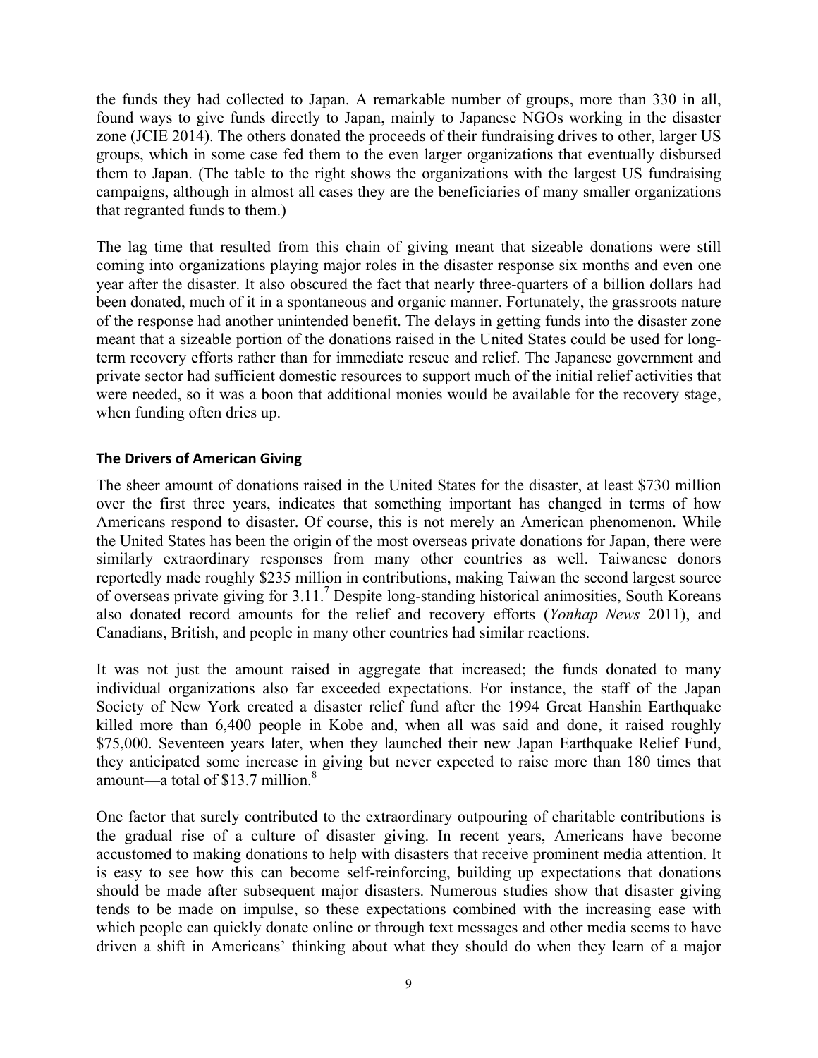the funds they had collected to Japan. A remarkable number of groups, more than 330 in all, found ways to give funds directly to Japan, mainly to Japanese NGOs working in the disaster zone (JCIE 2014). The others donated the proceeds of their fundraising drives to other, larger US groups, which in some case fed them to the even larger organizations that eventually disbursed them to Japan. (The table to the right shows the organizations with the largest US fundraising campaigns, although in almost all cases they are the beneficiaries of many smaller organizations that regranted funds to them.)

The lag time that resulted from this chain of giving meant that sizeable donations were still coming into organizations playing major roles in the disaster response six months and even one year after the disaster. It also obscured the fact that nearly three-quarters of a billion dollars had been donated, much of it in a spontaneous and organic manner. Fortunately, the grassroots nature of the response had another unintended benefit. The delays in getting funds into the disaster zone meant that a sizeable portion of the donations raised in the United States could be used for long-term recovery efforts rather than for immediate rescue and relief. The Japanese government and private sector had sufficient domestic resources to support much of the initial relief activities that were needed, so it was a boon that additional monies would be available for the recovery stage, when funding often dries up.

## The Drivers of American Giving

The sheer amount of donations raised in the United States for the disaster, at least $730 million over the first three years, indicates that something important has changed in terms of how Americans respond to disaster. Of course, this is not merely an American phenomenon. While the United States has been the origin of the most overseas private donations for Japan, there were similarly extraordinary responses from many other countries as well. Taiwanese donors reportedly made roughly $235 million in contributions, making Taiwan the second largest source of overseas private giving for 3.11.[7] Despite long-standing historical animosities, South Koreans also donated record amounts for the relief and recovery efforts (*Yonhap News* 2011), and Canadians, British, and people in many other countries had similar reactions.

It was not just the amount raised in aggregate that increased; the funds donated to many individual organizations also far exceeded expectations. For instance, the staff of the Japan Society of New York created a disaster relief fund after the 1994 Great Hanshin Earthquake killed more than 6,400 people in Kobe and, when all was said and done, it raised roughly $75,000. Seventeen years later, when they launched their new Japan Earthquake Relief Fund, they anticipated some increase in giving but never expected to raise more than 180 times that amount—a total of $13.7 million.[8]

One factor that surely contributed to the extraordinary outpouring of charitable contributions is the gradual rise of a culture of disaster giving. In recent years, Americans have become accustomed to making donations to help with disasters that receive prominent media attention. It is easy to see how this can become self-reinforcing, building up expectations that donations should be made after subsequent major disasters. Numerous studies show that disaster giving tends to be made on impulse, so these expectations combined with the increasing ease with which people can quickly donate online or through text messages and other media seems to have driven a shift in Americans' thinking about what they should do when they learn of a major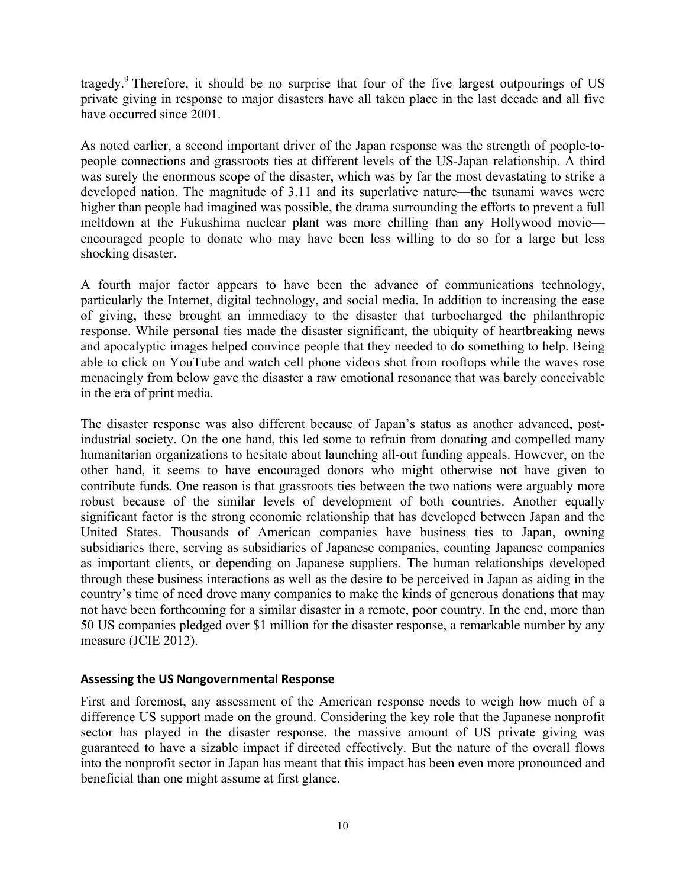tragedy.[9] Therefore, it should be no surprise that four of the five largest outpourings of US private giving in response to major disasters have all taken place in the last decade and all five have occurred since 2001.

As noted earlier, a second important driver of the Japan response was the strength of people-to-people connections and grassroots ties at different levels of the US-Japan relationship. A third was surely the enormous scope of the disaster, which was by far the most devastating to strike a developed nation. The magnitude of 3.11 and its superlative nature—the tsunami waves were higher than people had imagined was possible, the drama surrounding the efforts to prevent a full meltdown at the Fukushima nuclear plant was more chilling than any Hollywood movie—encouraged people to donate who may have been less willing to do so for a large but less shocking disaster.

A fourth major factor appears to have been the advance of communications technology, particularly the Internet, digital technology, and social media. In addition to increasing the ease of giving, these brought an immediacy to the disaster that turbocharged the philanthropic response. While personal ties made the disaster significant, the ubiquity of heartbreaking news and apocalyptic images helped convince people that they needed to do something to help. Being able to click on YouTube and watch cell phone videos shot from rooftops while the waves rose menacingly from below gave the disaster a raw emotional resonance that was barely conceivable in the era of print media.

The disaster response was also different because of Japan's status as another advanced, post-industrial society. On the one hand, this led some to refrain from donating and compelled many humanitarian organizations to hesitate about launching all-out funding appeals. However, on the other hand, it seems to have encouraged donors who might otherwise not have given to contribute funds. One reason is that grassroots ties between the two nations were arguably more robust because of the similar levels of development of both countries. Another equally significant factor is the strong economic relationship that has developed between Japan and the United States. Thousands of American companies have business ties to Japan, owning subsidiaries there, serving as subsidiaries of Japanese companies, counting Japanese companies as important clients, or depending on Japanese suppliers. The human relationships developed through these business interactions as well as the desire to be perceived in Japan as aiding in the country's time of need drove many companies to make the kinds of generous donations that may not have been forthcoming for a similar disaster in a remote, poor country. In the end, more than 50 US companies pledged over $1 million for the disaster response, a remarkable number by any measure (JCIE 2012).

### Assessing the US Nongovernmental Response

First and foremost, any assessment of the American response needs to weigh how much of a difference US support made on the ground. Considering the key role that the Japanese nonprofit sector has played in the disaster response, the massive amount of US private giving was guaranteed to have a sizable impact if directed effectively. But the nature of the overall flows into the nonprofit sector in Japan has meant that this impact has been even more pronounced and beneficial than one might assume at first glance.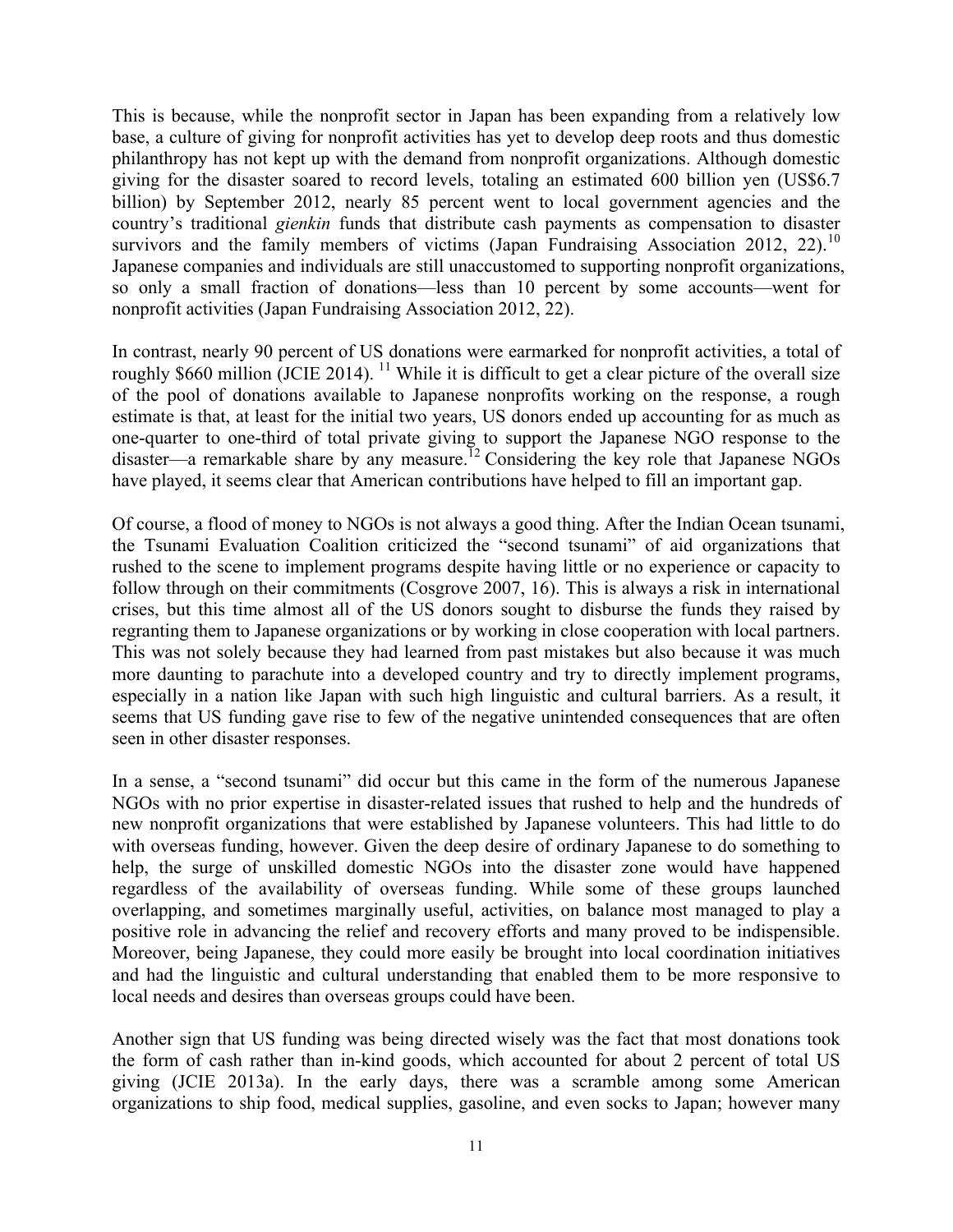This is because, while the nonprofit sector in Japan has been expanding from a relatively low base, a culture of giving for nonprofit activities has yet to develop deep roots and thus domestic philanthropy has not kept up with the demand from nonprofit organizations. Although domestic giving for the disaster soared to record levels, totaling an estimated 600 billion yen (US$6.7 billion) by September 2012, nearly 85 percent went to local government agencies and the country's traditional *gienkin* funds that distribute cash payments as compensation to disaster survivors and the family members of victims (Japan Fundraising Association 2012, 22).[10] Japanese companies and individuals are still unaccustomed to supporting nonprofit organizations, so only a small fraction of donations—less than 10 percent by some accounts—went for nonprofit activities (Japan Fundraising Association 2012, 22).

In contrast, nearly 90 percent of US donations were earmarked for nonprofit activities, a total of roughly $660 million (JCIE 2014).[11] While it is difficult to get a clear picture of the overall size of the pool of donations available to Japanese nonprofits working on the response, a rough estimate is that, at least for the initial two years, US donors ended up accounting for as much as one-quarter to one-third of total private giving to support the Japanese NGO response to the disaster—a remarkable share by any measure.[12] Considering the key role that Japanese NGOs have played, it seems clear that American contributions have helped to fill an important gap.

Of course, a flood of money to NGOs is not always a good thing. After the Indian Ocean tsunami, the Tsunami Evaluation Coalition criticized the "second tsunami" of aid organizations that rushed to the scene to implement programs despite having little or no experience or capacity to follow through on their commitments (Cosgrove 2007, 16). This is always a risk in international crises, but this time almost all of the US donors sought to disburse the funds they raised by regranting them to Japanese organizations or by working in close cooperation with local partners. This was not solely because they had learned from past mistakes but also because it was much more daunting to parachute into a developed country and try to directly implement programs, especially in a nation like Japan with such high linguistic and cultural barriers. As a result, it seems that US funding gave rise to few of the negative unintended consequences that are often seen in other disaster responses.

In a sense, a "second tsunami" did occur but this came in the form of the numerous Japanese NGOs with no prior expertise in disaster-related issues that rushed to help and the hundreds of new nonprofit organizations that were established by Japanese volunteers. This had little to do with overseas funding, however. Given the deep desire of ordinary Japanese to do something to help, the surge of unskilled domestic NGOs into the disaster zone would have happened regardless of the availability of overseas funding. While some of these groups launched overlapping, and sometimes marginally useful, activities, on balance most managed to play a positive role in advancing the relief and recovery efforts and many proved to be indispensible. Moreover, being Japanese, they could more easily be brought into local coordination initiatives and had the linguistic and cultural understanding that enabled them to be more responsive to local needs and desires than overseas groups could have been.

Another sign that US funding was being directed wisely was the fact that most donations took the form of cash rather than in-kind goods, which accounted for about 2 percent of total US giving (JCIE 2013a). In the early days, there was a scramble among some American organizations to ship food, medical supplies, gasoline, and even socks to Japan; however many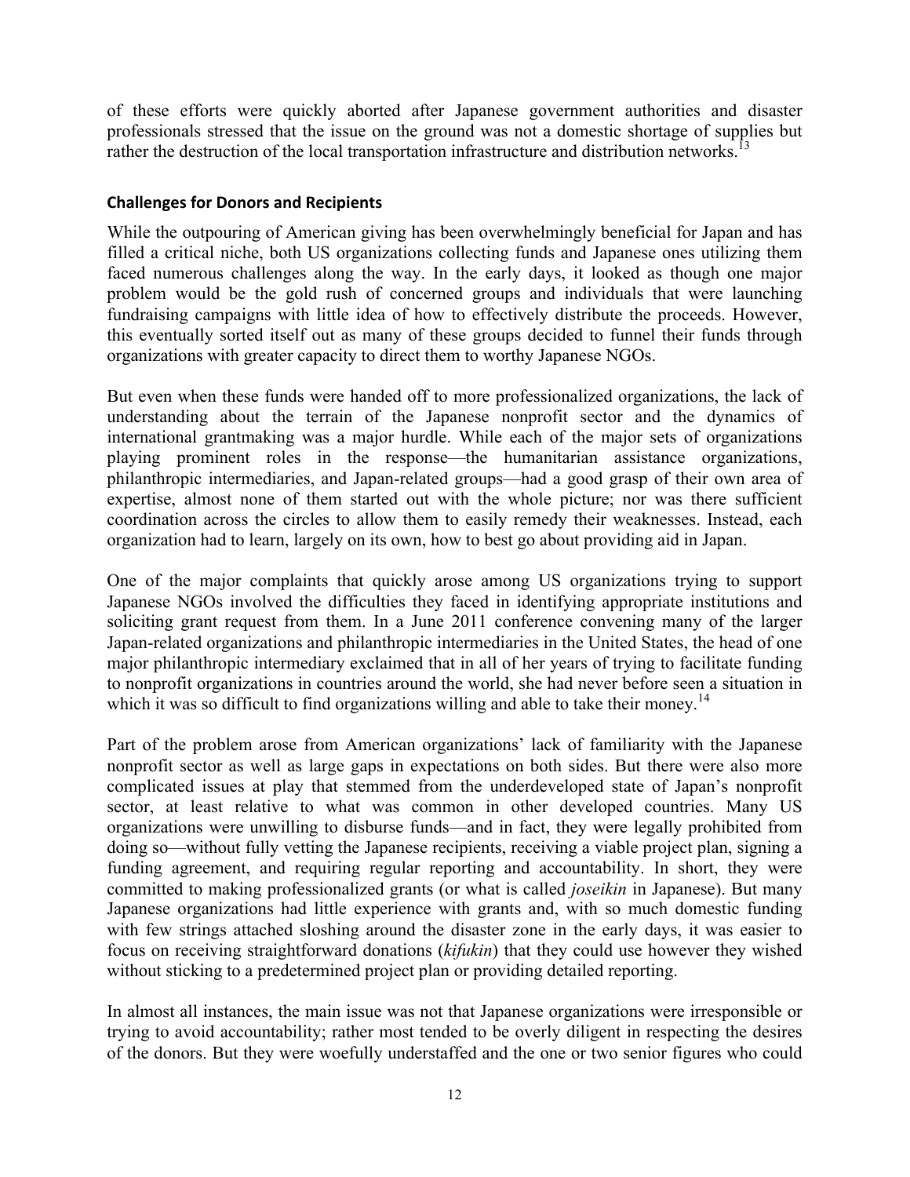of these efforts were quickly aborted after Japanese government authorities and disaster professionals stressed that the issue on the ground was not a domestic shortage of supplies but rather the destruction of the local transportation infrastructure and distribution networks.[13]

### Challenges for Donors and Recipients

While the outpouring of American giving has been overwhelmingly beneficial for Japan and has filled a critical niche, both US organizations collecting funds and Japanese ones utilizing them faced numerous challenges along the way. In the early days, it looked as though one major problem would be the gold rush of concerned groups and individuals that were launching fundraising campaigns with little idea of how to effectively distribute the proceeds. However, this eventually sorted itself out as many of these groups decided to funnel their funds through organizations with greater capacity to direct them to worthy Japanese NGOs.

But even when these funds were handed off to more professionalized organizations, the lack of understanding about the terrain of the Japanese nonprofit sector and the dynamics of international grantmaking was a major hurdle. While each of the major sets of organizations playing prominent roles in the response—the humanitarian assistance organizations, philanthropic intermediaries, and Japan-related groups—had a good grasp of their own area of expertise, almost none of them started out with the whole picture; nor was there sufficient coordination across the circles to allow them to easily remedy their weaknesses. Instead, each organization had to learn, largely on its own, how to best go about providing aid in Japan.

One of the major complaints that quickly arose among US organizations trying to support Japanese NGOs involved the difficulties they faced in identifying appropriate institutions and soliciting grant request from them. In a June 2011 conference convening many of the larger Japan-related organizations and philanthropic intermediaries in the United States, the head of one major philanthropic intermediary exclaimed that in all of her years of trying to facilitate funding to nonprofit organizations in countries around the world, she had never before seen a situation in which it was so difficult to find organizations willing and able to take their money.[14]

Part of the problem arose from American organizations' lack of familiarity with the Japanese nonprofit sector as well as large gaps in expectations on both sides. But there were also more complicated issues at play that stemmed from the underdeveloped state of Japan's nonprofit sector, at least relative to what was common in other developed countries. Many US organizations were unwilling to disburse funds—and in fact, they were legally prohibited from doing so—without fully vetting the Japanese recipients, receiving a viable project plan, signing a funding agreement, and requiring regular reporting and accountability. In short, they were committed to making professionalized grants (or what is called *joseikin* in Japanese). But many Japanese organizations had little experience with grants and, with so much domestic funding with few strings attached sloshing around the disaster zone in the early days, it was easier to focus on receiving straightforward donations (*kifukin*) that they could use however they wished without sticking to a predetermined project plan or providing detailed reporting.

In almost all instances, the main issue was not that Japanese organizations were irresponsible or trying to avoid accountability; rather most tended to be overly diligent in respecting the desires of the donors. But they were woefully understaffed and the one or two senior figures who could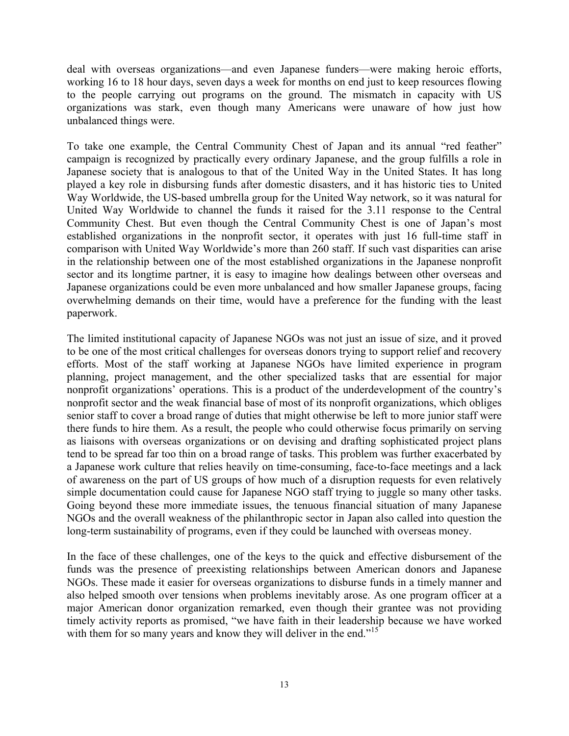deal with overseas organizations—and even Japanese funders—were making heroic efforts, working 16 to 18 hour days, seven days a week for months on end just to keep resources flowing to the people carrying out programs on the ground. The mismatch in capacity with US organizations was stark, even though many Americans were unaware of how just how unbalanced things were.

To take one example, the Central Community Chest of Japan and its annual "red feather" campaign is recognized by practically every ordinary Japanese, and the group fulfills a role in Japanese society that is analogous to that of the United Way in the United States. It has long played a key role in disbursing funds after domestic disasters, and it has historic ties to United Way Worldwide, the US-based umbrella group for the United Way network, so it was natural for United Way Worldwide to channel the funds it raised for the 3.11 response to the Central Community Chest. But even though the Central Community Chest is one of Japan's most established organizations in the nonprofit sector, it operates with just 16 full-time staff in comparison with United Way Worldwide's more than 260 staff. If such vast disparities can arise in the relationship between one of the most established organizations in the Japanese nonprofit sector and its longtime partner, it is easy to imagine how dealings between other overseas and Japanese organizations could be even more unbalanced and how smaller Japanese groups, facing overwhelming demands on their time, would have a preference for the funding with the least paperwork.

The limited institutional capacity of Japanese NGOs was not just an issue of size, and it proved to be one of the most critical challenges for overseas donors trying to support relief and recovery efforts. Most of the staff working at Japanese NGOs have limited experience in program planning, project management, and the other specialized tasks that are essential for major nonprofit organizations' operations. This is a product of the underdevelopment of the country's nonprofit sector and the weak financial base of most of its nonprofit organizations, which obliges senior staff to cover a broad range of duties that might otherwise be left to more junior staff were there funds to hire them. As a result, the people who could otherwise focus primarily on serving as liaisons with overseas organizations or on devising and drafting sophisticated project plans tend to be spread far too thin on a broad range of tasks. This problem was further exacerbated by a Japanese work culture that relies heavily on time-consuming, face-to-face meetings and a lack of awareness on the part of US groups of how much of a disruption requests for even relatively simple documentation could cause for Japanese NGO staff trying to juggle so many other tasks. Going beyond these more immediate issues, the tenuous financial situation of many Japanese NGOs and the overall weakness of the philanthropic sector in Japan also called into question the long-term sustainability of programs, even if they could be launched with overseas money.

In the face of these challenges, one of the keys to the quick and effective disbursement of the funds was the presence of preexisting relationships between American donors and Japanese NGOs. These made it easier for overseas organizations to disburse funds in a timely manner and also helped smooth over tensions when problems inevitably arose. As one program officer at a major American donor organization remarked, even though their grantee was not providing timely activity reports as promised, "we have faith in their leadership because we have worked with them for so many years and know they will deliver in the end."[15]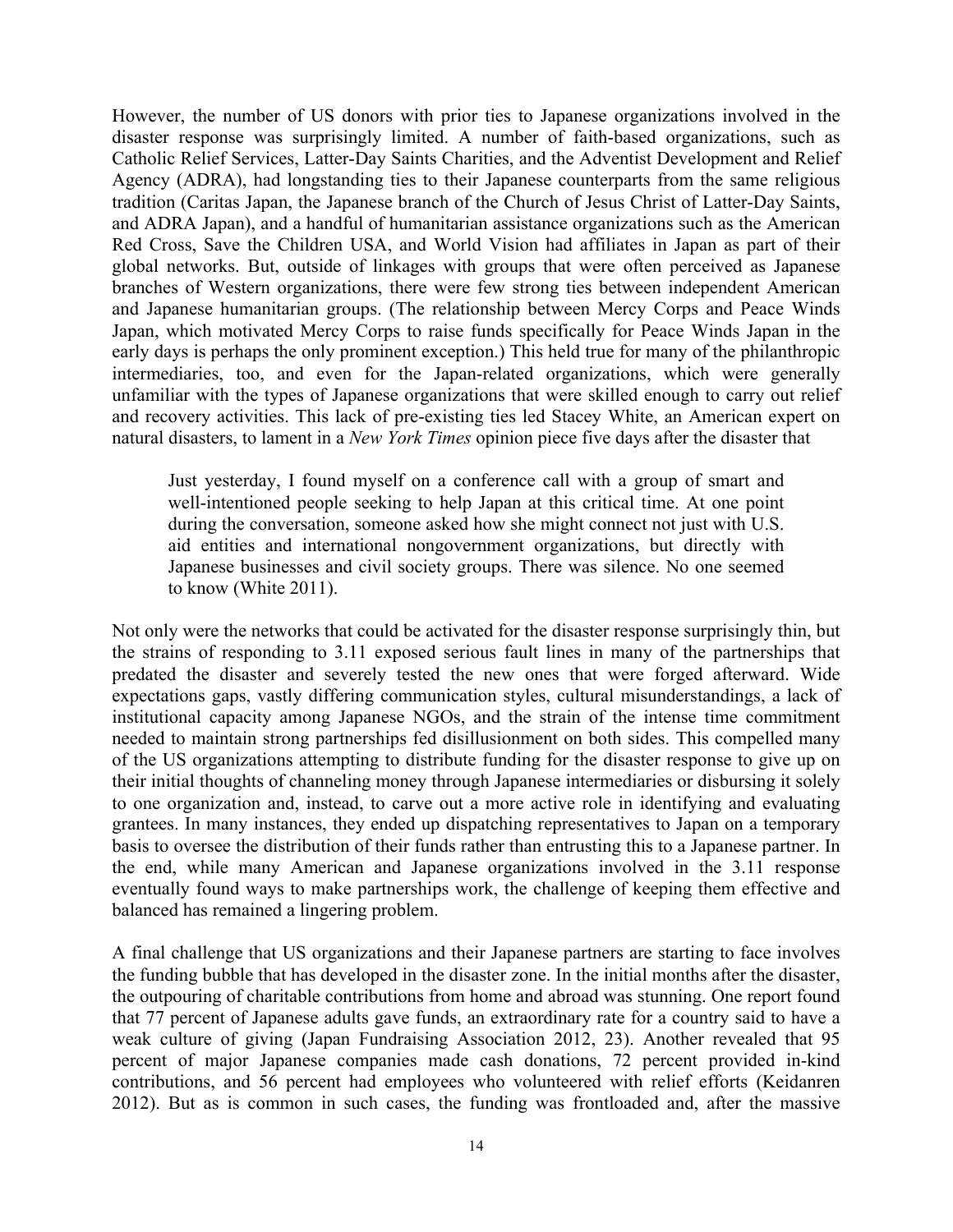However, the number of US donors with prior ties to Japanese organizations involved in the disaster response was surprisingly limited. A number of faith-based organizations, such as Catholic Relief Services, Latter-Day Saints Charities, and the Adventist Development and Relief Agency (ADRA), had longstanding ties to their Japanese counterparts from the same religious tradition (Caritas Japan, the Japanese branch of the Church of Jesus Christ of Latter-Day Saints, and ADRA Japan), and a handful of humanitarian assistance organizations such as the American Red Cross, Save the Children USA, and World Vision had affiliates in Japan as part of their global networks. But, outside of linkages with groups that were often perceived as Japanese branches of Western organizations, there were few strong ties between independent American and Japanese humanitarian groups. (The relationship between Mercy Corps and Peace Winds Japan, which motivated Mercy Corps to raise funds specifically for Peace Winds Japan in the early days is perhaps the only prominent exception.) This held true for many of the philanthropic intermediaries, too, and even for the Japan-related organizations, which were generally unfamiliar with the types of Japanese organizations that were skilled enough to carry out relief and recovery activities. This lack of pre-existing ties led Stacey White, an American expert on natural disasters, to lament in a *New York Times* opinion piece five days after the disaster that

> Just yesterday, I found myself on a conference call with a group of smart and well-intentioned people seeking to help Japan at this critical time. At one point during the conversation, someone asked how she might connect not just with U.S. aid entities and international nongovernment organizations, but directly with Japanese businesses and civil society groups. There was silence. No one seemed to know (White 2011).

Not only were the networks that could be activated for the disaster response surprisingly thin, but the strains of responding to 3.11 exposed serious fault lines in many of the partnerships that predated the disaster and severely tested the new ones that were forged afterward. Wide expectations gaps, vastly differing communication styles, cultural misunderstandings, a lack of institutional capacity among Japanese NGOs, and the strain of the intense time commitment needed to maintain strong partnerships fed disillusionment on both sides. This compelled many of the US organizations attempting to distribute funding for the disaster response to give up on their initial thoughts of channeling money through Japanese intermediaries or disbursing it solely to one organization and, instead, to carve out a more active role in identifying and evaluating grantees. In many instances, they ended up dispatching representatives to Japan on a temporary basis to oversee the distribution of their funds rather than entrusting this to a Japanese partner. In the end, while many American and Japanese organizations involved in the 3.11 response eventually found ways to make partnerships work, the challenge of keeping them effective and balanced has remained a lingering problem.

A final challenge that US organizations and their Japanese partners are starting to face involves the funding bubble that has developed in the disaster zone. In the initial months after the disaster, the outpouring of charitable contributions from home and abroad was stunning. One report found that 77 percent of Japanese adults gave funds, an extraordinary rate for a country said to have a weak culture of giving (Japan Fundraising Association 2012, 23). Another revealed that 95 percent of major Japanese companies made cash donations, 72 percent provided in-kind contributions, and 56 percent had employees who volunteered with relief efforts (Keidanren 2012). But as is common in such cases, the funding was frontloaded and, after the massive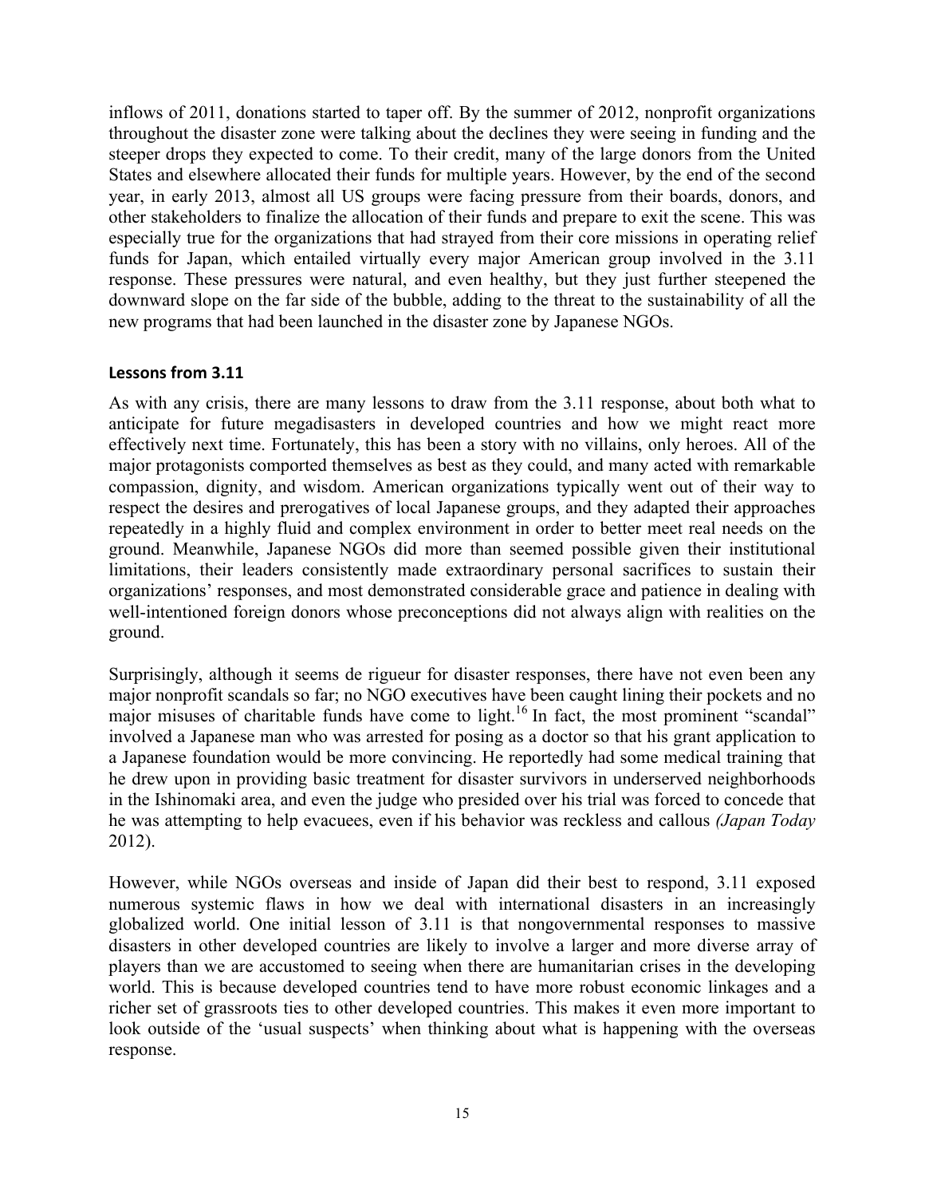inflows of 2011, donations started to taper off. By the summer of 2012, nonprofit organizations throughout the disaster zone were talking about the declines they were seeing in funding and the steeper drops they expected to come. To their credit, many of the large donors from the United States and elsewhere allocated their funds for multiple years. However, by the end of the second year, in early 2013, almost all US groups were facing pressure from their boards, donors, and other stakeholders to finalize the allocation of their funds and prepare to exit the scene. This was especially true for the organizations that had strayed from their core missions in operating relief funds for Japan, which entailed virtually every major American group involved in the 3.11 response. These pressures were natural, and even healthy, but they just further steepened the downward slope on the far side of the bubble, adding to the threat to the sustainability of all the new programs that had been launched in the disaster zone by Japanese NGOs.

### Lessons from 3.11

As with any crisis, there are many lessons to draw from the 3.11 response, about both what to anticipate for future megadisasters in developed countries and how we might react more effectively next time. Fortunately, this has been a story with no villains, only heroes. All of the major protagonists comported themselves as best as they could, and many acted with remarkable compassion, dignity, and wisdom. American organizations typically went out of their way to respect the desires and prerogatives of local Japanese groups, and they adapted their approaches repeatedly in a highly fluid and complex environment in order to better meet real needs on the ground. Meanwhile, Japanese NGOs did more than seemed possible given their institutional limitations, their leaders consistently made extraordinary personal sacrifices to sustain their organizations' responses, and most demonstrated considerable grace and patience in dealing with well-intentioned foreign donors whose preconceptions did not always align with realities on the ground.

Surprisingly, although it seems de rigueur for disaster responses, there have not even been any major nonprofit scandals so far; no NGO executives have been caught lining their pockets and no major misuses of charitable funds have come to light.[16] In fact, the most prominent "scandal" involved a Japanese man who was arrested for posing as a doctor so that his grant application to a Japanese foundation would be more convincing. He reportedly had some medical training that he drew upon in providing basic treatment for disaster survivors in underserved neighborhoods in the Ishinomaki area, and even the judge who presided over his trial was forced to concede that he was attempting to help evacuees, even if his behavior was reckless and callous *(Japan Today* 2012).

However, while NGOs overseas and inside of Japan did their best to respond, 3.11 exposed numerous systemic flaws in how we deal with international disasters in an increasingly globalized world. One initial lesson of 3.11 is that nongovernmental responses to massive disasters in other developed countries are likely to involve a larger and more diverse array of players than we are accustomed to seeing when there are humanitarian crises in the developing world. This is because developed countries tend to have more robust economic linkages and a richer set of grassroots ties to other developed countries. This makes it even more important to look outside of the 'usual suspects' when thinking about what is happening with the overseas response.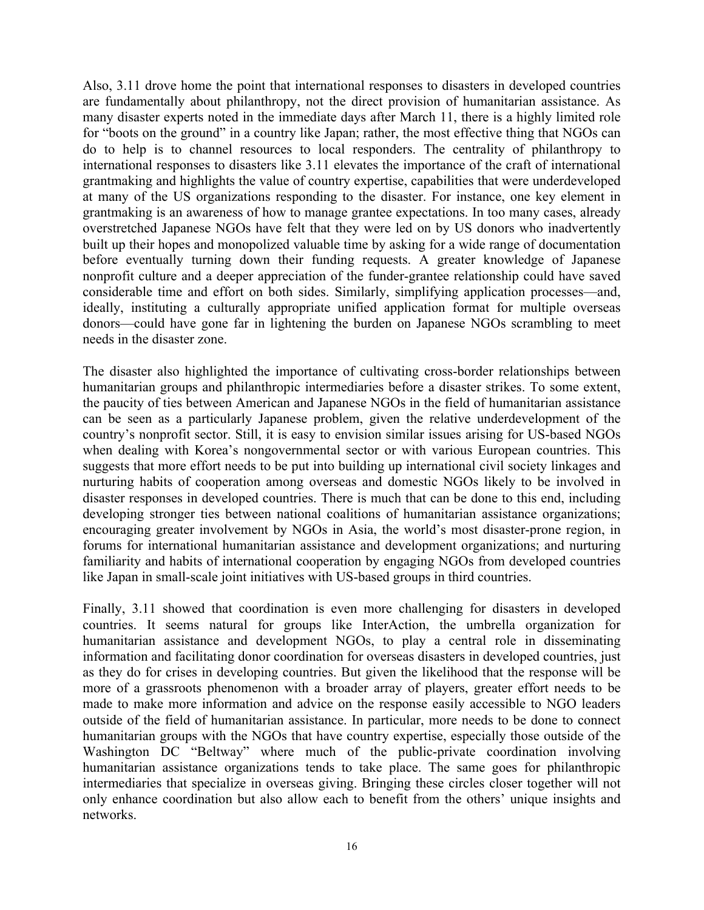Also, 3.11 drove home the point that international responses to disasters in developed countries are fundamentally about philanthropy, not the direct provision of humanitarian assistance. As many disaster experts noted in the immediate days after March 11, there is a highly limited role for "boots on the ground" in a country like Japan; rather, the most effective thing that NGOs can do to help is to channel resources to local responders. The centrality of philanthropy to international responses to disasters like 3.11 elevates the importance of the craft of international grantmaking and highlights the value of country expertise, capabilities that were underdeveloped at many of the US organizations responding to the disaster. For instance, one key element in grantmaking is an awareness of how to manage grantee expectations. In too many cases, already overstretched Japanese NGOs have felt that they were led on by US donors who inadvertently built up their hopes and monopolized valuable time by asking for a wide range of documentation before eventually turning down their funding requests. A greater knowledge of Japanese nonprofit culture and a deeper appreciation of the funder-grantee relationship could have saved considerable time and effort on both sides. Similarly, simplifying application processes—and, ideally, instituting a culturally appropriate unified application format for multiple overseas donors—could have gone far in lightening the burden on Japanese NGOs scrambling to meet needs in the disaster zone.

The disaster also highlighted the importance of cultivating cross-border relationships between humanitarian groups and philanthropic intermediaries before a disaster strikes. To some extent, the paucity of ties between American and Japanese NGOs in the field of humanitarian assistance can be seen as a particularly Japanese problem, given the relative underdevelopment of the country's nonprofit sector. Still, it is easy to envision similar issues arising for US-based NGOs when dealing with Korea's nongovernmental sector or with various European countries. This suggests that more effort needs to be put into building up international civil society linkages and nurturing habits of cooperation among overseas and domestic NGOs likely to be involved in disaster responses in developed countries. There is much that can be done to this end, including developing stronger ties between national coalitions of humanitarian assistance organizations; encouraging greater involvement by NGOs in Asia, the world's most disaster-prone region, in forums for international humanitarian assistance and development organizations; and nurturing familiarity and habits of international cooperation by engaging NGOs from developed countries like Japan in small-scale joint initiatives with US-based groups in third countries.

Finally, 3.11 showed that coordination is even more challenging for disasters in developed countries. It seems natural for groups like InterAction, the umbrella organization for humanitarian assistance and development NGOs, to play a central role in disseminating information and facilitating donor coordination for overseas disasters in developed countries, just as they do for crises in developing countries. But given the likelihood that the response will be more of a grassroots phenomenon with a broader array of players, greater effort needs to be made to make more information and advice on the response easily accessible to NGO leaders outside of the field of humanitarian assistance. In particular, more needs to be done to connect humanitarian groups with the NGOs that have country expertise, especially those outside of the Washington DC "Beltway" where much of the public-private coordination involving humanitarian assistance organizations tends to take place. The same goes for philanthropic intermediaries that specialize in overseas giving. Bringing these circles closer together will not only enhance coordination but also allow each to benefit from the others' unique insights and networks.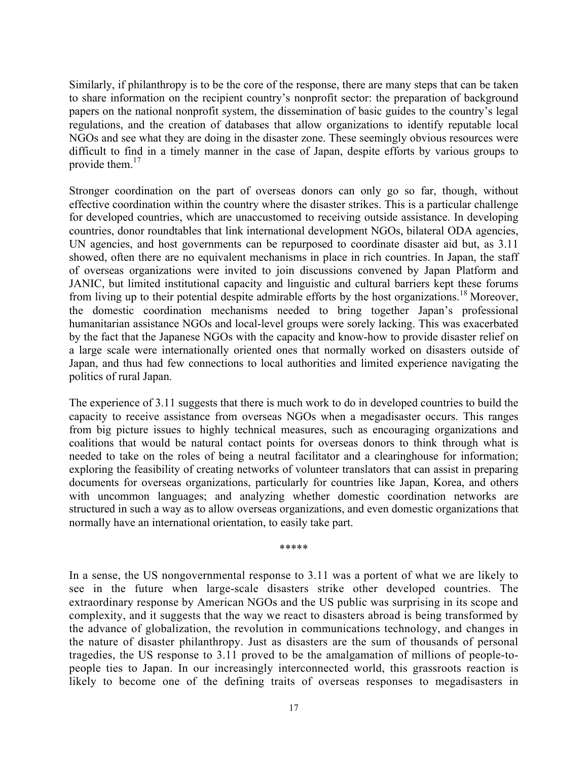Similarly, if philanthropy is to be the core of the response, there are many steps that can be taken to share information on the recipient country's nonprofit sector: the preparation of background papers on the national nonprofit system, the dissemination of basic guides to the country's legal regulations, and the creation of databases that allow organizations to identify reputable local NGOs and see what they are doing in the disaster zone. These seemingly obvious resources were difficult to find in a timely manner in the case of Japan, despite efforts by various groups to provide them.[17]

Stronger coordination on the part of overseas donors can only go so far, though, without effective coordination within the country where the disaster strikes. This is a particular challenge for developed countries, which are unaccustomed to receiving outside assistance. In developing countries, donor roundtables that link international development NGOs, bilateral ODA agencies, UN agencies, and host governments can be repurposed to coordinate disaster aid but, as 3.11 showed, often there are no equivalent mechanisms in place in rich countries. In Japan, the staff of overseas organizations were invited to join discussions convened by Japan Platform and JANIC, but limited institutional capacity and linguistic and cultural barriers kept these forums from living up to their potential despite admirable efforts by the host organizations.[18] Moreover, the domestic coordination mechanisms needed to bring together Japan's professional humanitarian assistance NGOs and local-level groups were sorely lacking. This was exacerbated by the fact that the Japanese NGOs with the capacity and know-how to provide disaster relief on a large scale were internationally oriented ones that normally worked on disasters outside of Japan, and thus had few connections to local authorities and limited experience navigating the politics of rural Japan.

The experience of 3.11 suggests that there is much work to do in developed countries to build the capacity to receive assistance from overseas NGOs when a megadisaster occurs. This ranges from big picture issues to highly technical measures, such as encouraging organizations and coalitions that would be natural contact points for overseas donors to think through what is needed to take on the roles of being a neutral facilitator and a clearinghouse for information; exploring the feasibility of creating networks of volunteer translators that can assist in preparing documents for overseas organizations, particularly for countries like Japan, Korea, and others with uncommon languages; and analyzing whether domestic coordination networks are structured in such a way as to allow overseas organizations, and even domestic organizations that normally have an international orientation, to easily take part.

*****

In a sense, the US nongovernmental response to 3.11 was a portent of what we are likely to see in the future when large-scale disasters strike other developed countries. The extraordinary response by American NGOs and the US public was surprising in its scope and complexity, and it suggests that the way we react to disasters abroad is being transformed by the advance of globalization, the revolution in communications technology, and changes in the nature of disaster philanthropy. Just as disasters are the sum of thousands of personal tragedies, the US response to 3.11 proved to be the amalgamation of millions of people-to-people ties to Japan. In our increasingly interconnected world, this grassroots reaction is likely to become one of the defining traits of overseas responses to megadisasters in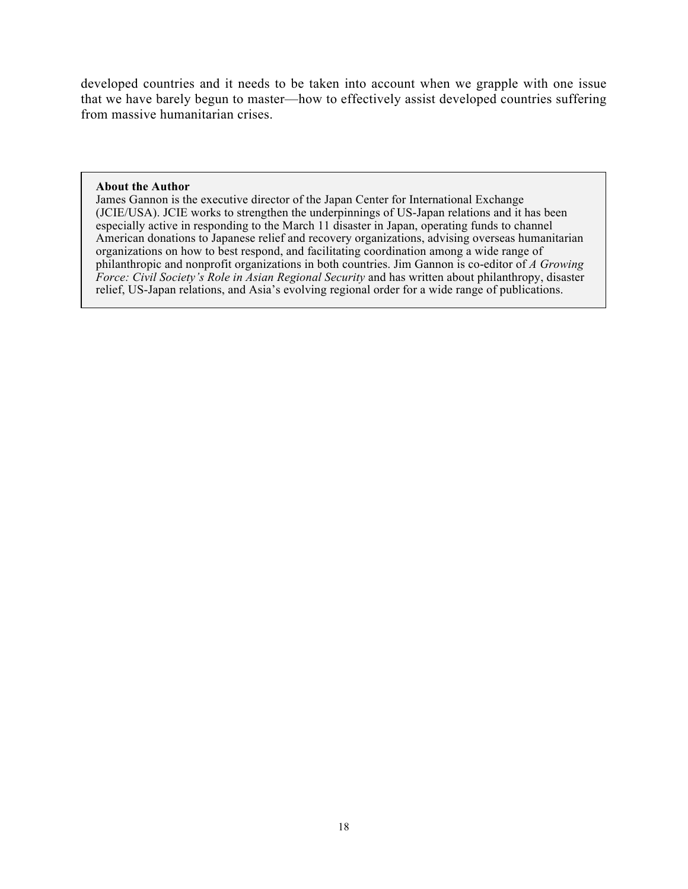developed countries and it needs to be taken into account when we grapple with one issue that we have barely begun to master—how to effectively assist developed countries suffering from massive humanitarian crises.

**About the Author**

James Gannon is the executive director of the Japan Center for International Exchange (JCIE/USA). JCIE works to strengthen the underpinnings of US-Japan relations and it has been especially active in responding to the March 11 disaster in Japan, operating funds to channel American donations to Japanese relief and recovery organizations, advising overseas humanitarian organizations on how to best respond, and facilitating coordination among a wide range of philanthropic and nonprofit organizations in both countries. Jim Gannon is co-editor of *A Growing Force: Civil Society's Role in Asian Regional Security* and has written about philanthropy, disaster relief, US-Japan relations, and Asia's evolving regional order for a wide range of publications.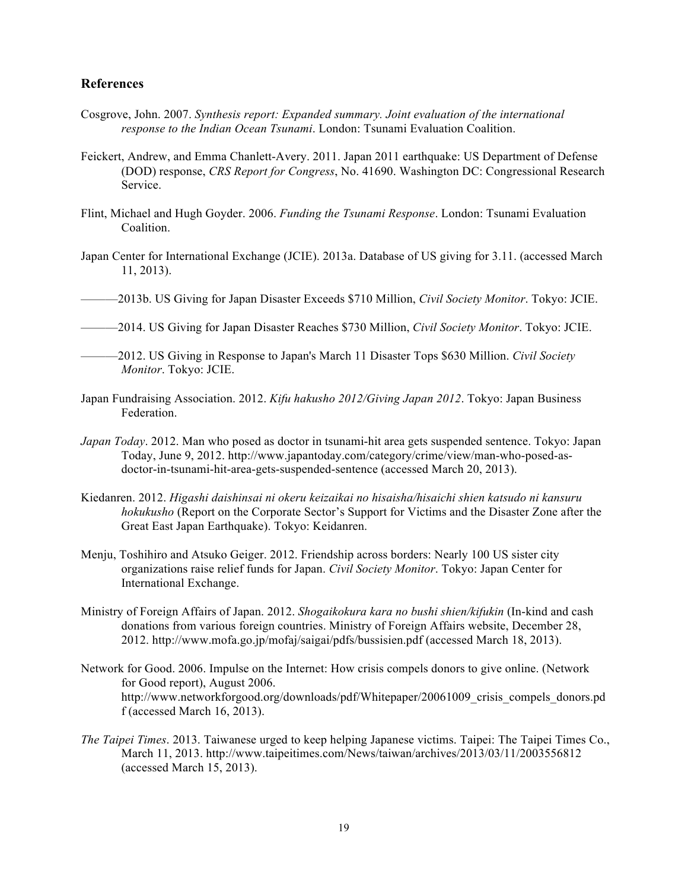## References

Cosgrove, John. 2007. *Synthesis report: Expanded summary. Joint evaluation of the international response to the Indian Ocean Tsunami*. London: Tsunami Evaluation Coalition.

Feickert, Andrew, and Emma Chanlett-Avery. 2011. Japan 2011 earthquake: US Department of Defense (DOD) response, *CRS Report for Congress*, No. 41690. Washington DC: Congressional Research Service.

Flint, Michael and Hugh Goyder. 2006. *Funding the Tsunami Response*. London: Tsunami Evaluation Coalition.

Japan Center for International Exchange (JCIE). 2013a. Database of US giving for 3.11. (accessed March 11, 2013).

———2013b. US Giving for Japan Disaster Exceeds $710 Million, *Civil Society Monitor*. Tokyo: JCIE.

———2014. US Giving for Japan Disaster Reaches $730 Million, *Civil Society Monitor*. Tokyo: JCIE.

———2012. US Giving in Response to Japan's March 11 Disaster Tops $630 Million. *Civil Society Monitor*. Tokyo: JCIE.

Japan Fundraising Association. 2012. *Kifu hakusho 2012/Giving Japan 2012*. Tokyo: Japan Business Federation.

*Japan Today*. 2012. Man who posed as doctor in tsunami-hit area gets suspended sentence. Tokyo: Japan Today, June 9, 2012. http://www.japantoday.com/category/crime/view/man-who-posed-as-doctor-in-tsunami-hit-area-gets-suspended-sentence (accessed March 20, 2013).

Kiedanren. 2012. *Higashi daishinsai ni okeru keizaikai no hisaisha/hisaichi shien katsudo ni kansuru hokukusho* (Report on the Corporate Sector's Support for Victims and the Disaster Zone after the Great East Japan Earthquake). Tokyo: Keidanren.

Menju, Toshihiro and Atsuko Geiger. 2012. Friendship across borders: Nearly 100 US sister city organizations raise relief funds for Japan. *Civil Society Monitor*. Tokyo: Japan Center for International Exchange.

Ministry of Foreign Affairs of Japan. 2012. *Shogaikokura kara no bushi shien/kifukin* (In-kind and cash donations from various foreign countries. Ministry of Foreign Affairs website, December 28, 2012. http://www.mofa.go.jp/mofaj/saigai/pdfs/bussisien.pdf (accessed March 18, 2013).

Network for Good. 2006. Impulse on the Internet: How crisis compels donors to give online. (Network for Good report), August 2006. http://www.networkforgood.org/downloads/pdf/Whitepaper/20061009_crisis_compels_donors.pdf (accessed March 16, 2013).

*The Taipei Times*. 2013. Taiwanese urged to keep helping Japanese victims. Taipei: The Taipei Times Co., March 11, 2013. http://www.taipeitimes.com/News/taiwan/archives/2013/03/11/2003556812 (accessed March 15, 2013).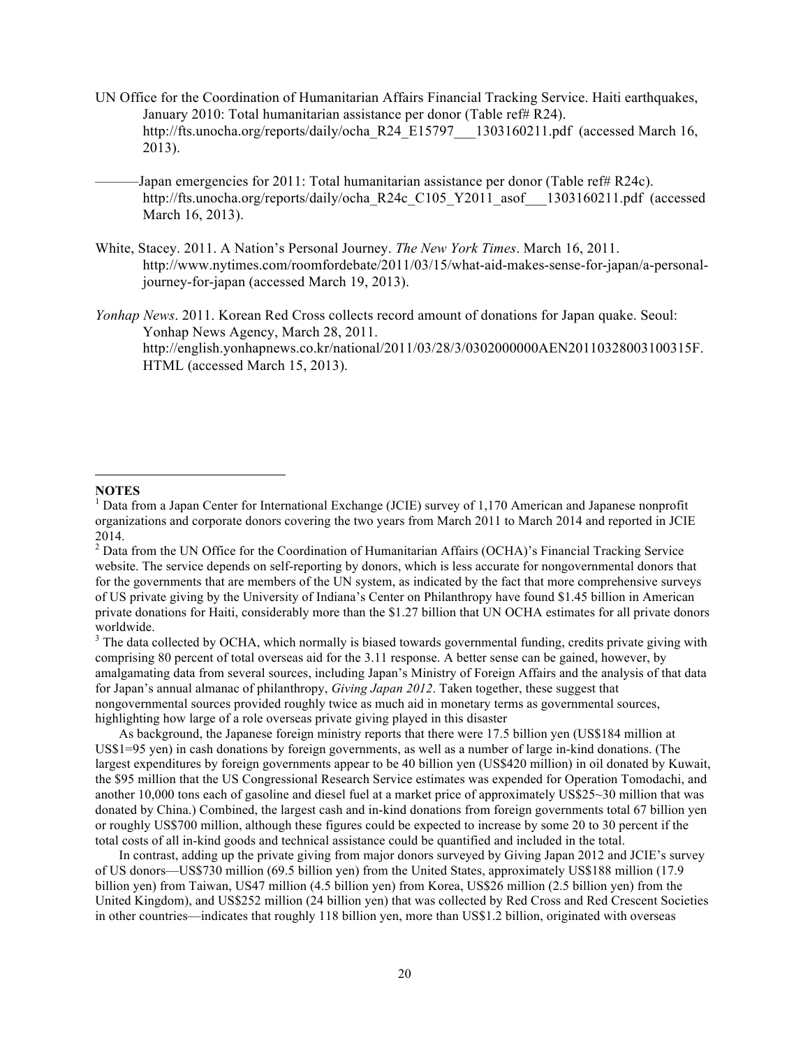UN Office for the Coordination of Humanitarian Affairs Financial Tracking Service. Haiti earthquakes, January 2010: Total humanitarian assistance per donor (Table ref# R24). http://fts.unocha.org/reports/daily/ocha_R24_E15797___1303160211.pdf (accessed March 16, 2013).

———Japan emergencies for 2011: Total humanitarian assistance per donor (Table ref# R24c). http://fts.unocha.org/reports/daily/ocha_R24c_C105_Y2011_asof___1303160211.pdf (accessed March 16, 2013).

White, Stacey. 2011. A Nation's Personal Journey. *The New York Times*. March 16, 2011. http://www.nytimes.com/roomfordebate/2011/03/15/what-aid-makes-sense-for-japan/a-personal-journey-for-japan (accessed March 19, 2013).

*Yonhap News*. 2011. Korean Red Cross collects record amount of donations for Japan quake. Seoul: Yonhap News Agency, March 28, 2011. http://english.yonhapnews.co.kr/national/2011/03/28/3/0302000000AEN20110328003100315F.HTML (accessed March 15, 2013).

**NOTES**

[1] Data from a Japan Center for International Exchange (JCIE) survey of 1,170 American and Japanese nonprofit organizations and corporate donors covering the two years from March 2011 to March 2014 and reported in JCIE 2014.

[2] Data from the UN Office for the Coordination of Humanitarian Affairs (OCHA)'s Financial Tracking Service website. The service depends on self-reporting by donors, which is less accurate for nongovernmental donors that for the governments that are members of the UN system, as indicated by the fact that more comprehensive surveys of US private giving by the University of Indiana's Center on Philanthropy have found $1.45 billion in American private donations for Haiti, considerably more than the $1.27 billion that UN OCHA estimates for all private donors worldwide.

[3] The data collected by OCHA, which normally is biased towards governmental funding, credits private giving with comprising 80 percent of total overseas aid for the 3.11 response. A better sense can be gained, however, by amalgamating data from several sources, including Japan's Ministry of Foreign Affairs and the analysis of that data for Japan's annual almanac of philanthropy, *Giving Japan 2012*. Taken together, these suggest that nongovernmental sources provided roughly twice as much aid in monetary terms as governmental sources, highlighting how large of a role overseas private giving played in this disaster

As background, the Japanese foreign ministry reports that there were 17.5 billion yen (US$184 million at US$1=95 yen) in cash donations by foreign governments, as well as a number of large in-kind donations. (The largest expenditures by foreign governments appear to be 40 billion yen (US$420 million) in oil donated by Kuwait, the $95 million that the US Congressional Research Service estimates was expended for Operation Tomodachi, and another 10,000 tons each of gasoline and diesel fuel at a market price of approximately US$25~30 million that was donated by China.) Combined, the largest cash and in-kind donations from foreign governments total 67 billion yen or roughly US$700 million, although these figures could be expected to increase by some 20 to 30 percent if the total costs of all in-kind goods and technical assistance could be quantified and included in the total.

In contrast, adding up the private giving from major donors surveyed by Giving Japan 2012 and JCIE's survey of US donors—US$730 million (69.5 billion yen) from the United States, approximately US$188 million (17.9 billion yen) from Taiwan, US47 million (4.5 billion yen) from Korea, US$26 million (2.5 billion yen) from the United Kingdom), and US$252 million (24 billion yen) that was collected by Red Cross and Red Crescent Societies in other countries—indicates that roughly 118 billion yen, more than US$1.2 billion, originated with overseas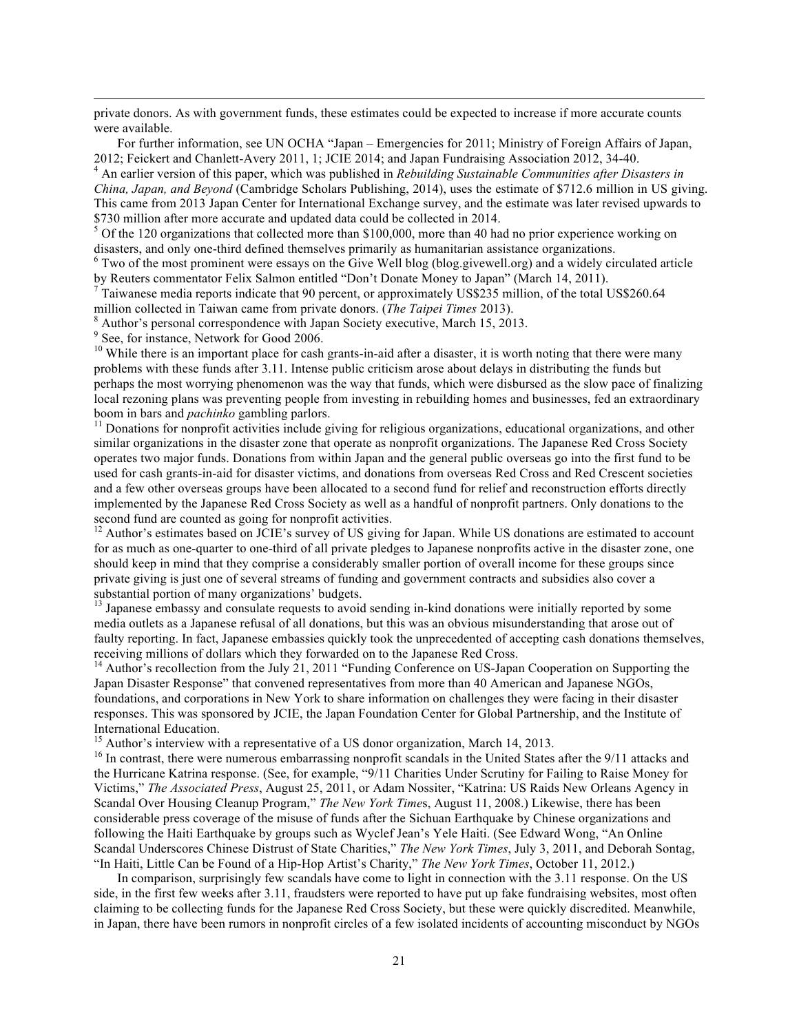private donors. As with government funds, these estimates could be expected to increase if more accurate counts were available.

For further information, see UN OCHA "Japan – Emergencies for 2011; Ministry of Foreign Affairs of Japan, 2012; Feickert and Chanlett-Avery 2011, 1; JCIE 2014; and Japan Fundraising Association 2012, 34-40.

[4] An earlier version of this paper, which was published in *Rebuilding Sustainable Communities after Disasters in China, Japan, and Beyond* (Cambridge Scholars Publishing, 2014), uses the estimate of \$712.6 million in US giving. This came from 2013 Japan Center for International Exchange survey, and the estimate was later revised upwards to \$730 million after more accurate and updated data could be collected in 2014.

[5] Of the 120 organizations that collected more than \$100,000, more than 40 had no prior experience working on disasters, and only one-third defined themselves primarily as humanitarian assistance organizations.

[6] Two of the most prominent were essays on the Give Well blog (blog.givewell.org) and a widely circulated article by Reuters commentator Felix Salmon entitled "Don't Donate Money to Japan" (March 14, 2011).

[7] Taiwanese media reports indicate that 90 percent, or approximately US\$235 million, of the total US\$260.64 million collected in Taiwan came from private donors. (*The Taipei Times* 2013).

[8] Author's personal correspondence with Japan Society executive, March 15, 2013.

[9] See, for instance, Network for Good 2006.

[10] While there is an important place for cash grants-in-aid after a disaster, it is worth noting that there were many problems with these funds after 3.11. Intense public criticism arose about delays in distributing the funds but perhaps the most worrying phenomenon was the way that funds, which were disbursed as the slow pace of finalizing local rezoning plans was preventing people from investing in rebuilding homes and businesses, fed an extraordinary boom in bars and *pachinko* gambling parlors.

[11] Donations for nonprofit activities include giving for religious organizations, educational organizations, and other similar organizations in the disaster zone that operate as nonprofit organizations. The Japanese Red Cross Society operates two major funds. Donations from within Japan and the general public overseas go into the first fund to be used for cash grants-in-aid for disaster victims, and donations from overseas Red Cross and Red Crescent societies and a few other overseas groups have been allocated to a second fund for relief and reconstruction efforts directly implemented by the Japanese Red Cross Society as well as a handful of nonprofit partners. Only donations to the second fund are counted as going for nonprofit activities.

[12] Author's estimates based on JCIE's survey of US giving for Japan. While US donations are estimated to account for as much as one-quarter to one-third of all private pledges to Japanese nonprofits active in the disaster zone, one should keep in mind that they comprise a considerably smaller portion of overall income for these groups since private giving is just one of several streams of funding and government contracts and subsidies also cover a substantial portion of many organizations' budgets.

[13] Japanese embassy and consulate requests to avoid sending in-kind donations were initially reported by some media outlets as a Japanese refusal of all donations, but this was an obvious misunderstanding that arose out of faulty reporting. In fact, Japanese embassies quickly took the unprecedented of accepting cash donations themselves, receiving millions of dollars which they forwarded on to the Japanese Red Cross.

[14] Author's recollection from the July 21, 2011 "Funding Conference on US-Japan Cooperation on Supporting the Japan Disaster Response" that convened representatives from more than 40 American and Japanese NGOs, foundations, and corporations in New York to share information on challenges they were facing in their disaster responses. This was sponsored by JCIE, the Japan Foundation Center for Global Partnership, and the Institute of International Education.

[15] Author's interview with a representative of a US donor organization, March 14, 2013.

[16] In contrast, there were numerous embarrassing nonprofit scandals in the United States after the 9/11 attacks and the Hurricane Katrina response. (See, for example, "9/11 Charities Under Scrutiny for Failing to Raise Money for Victims," *The Associated Press*, August 25, 2011, or Adam Nossiter, "Katrina: US Raids New Orleans Agency in Scandal Over Housing Cleanup Program," *The New York Times*, August 11, 2008.) Likewise, there has been considerable press coverage of the misuse of funds after the Sichuan Earthquake by Chinese organizations and following the Haiti Earthquake by groups such as Wyclef Jean's Yele Haiti. (See Edward Wong, "An Online Scandal Underscores Chinese Distrust of State Charities," *The New York Times*, July 3, 2011, and Deborah Sontag, "In Haiti, Little Can be Found of a Hip-Hop Artist's Charity," *The New York Times*, October 11, 2012.)

In comparison, surprisingly few scandals have come to light in connection with the 3.11 response. On the US side, in the first few weeks after 3.11, fraudsters were reported to have put up fake fundraising websites, most often claiming to be collecting funds for the Japanese Red Cross Society, but these were quickly discredited. Meanwhile, in Japan, there have been rumors in nonprofit circles of a few isolated incidents of accounting misconduct by NGOs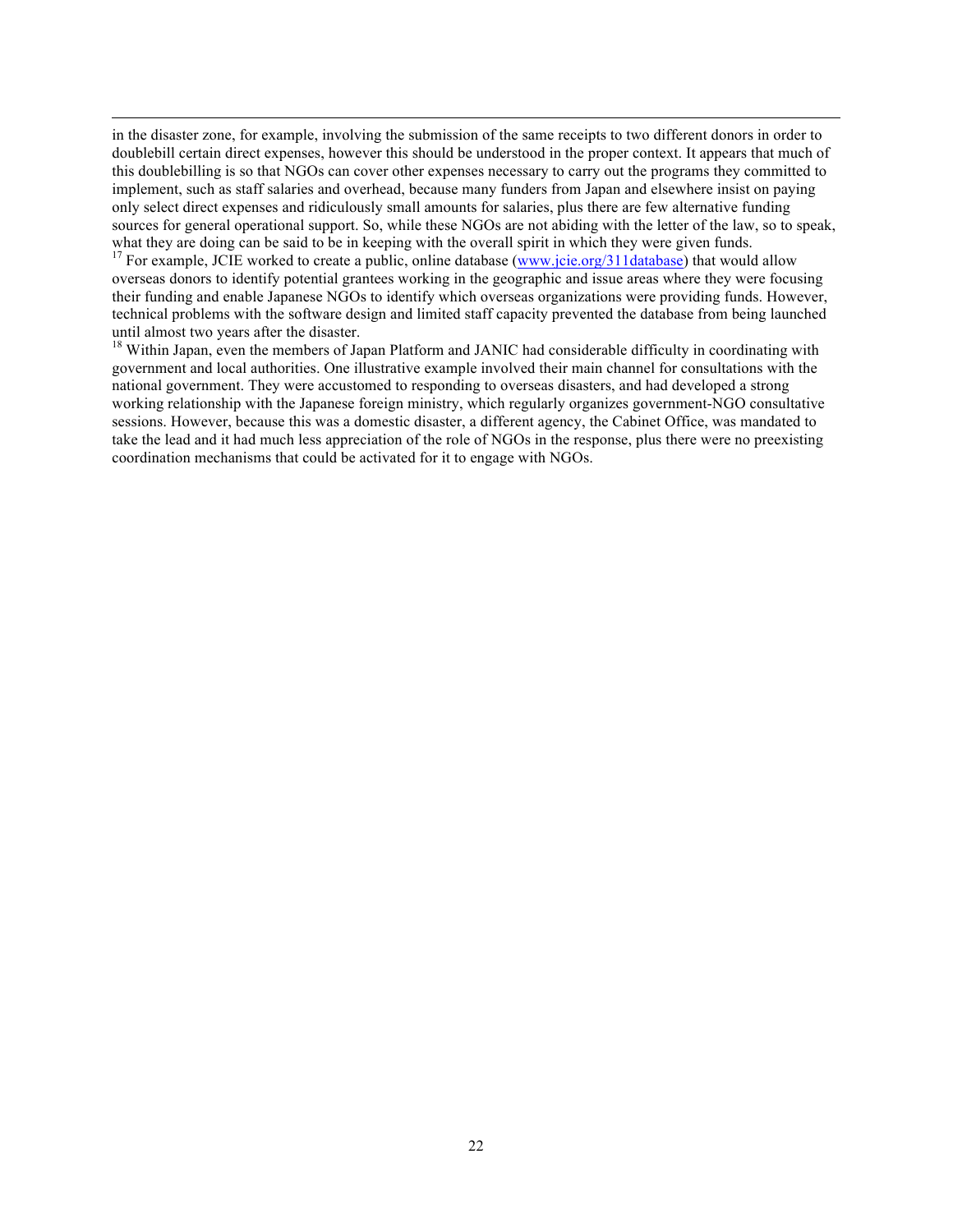in the disaster zone, for example, involving the submission of the same receipts to two different donors in order to doublebill certain direct expenses, however this should be understood in the proper context. It appears that much of this doublebilling is so that NGOs can cover other expenses necessary to carry out the programs they committed to implement, such as staff salaries and overhead, because many funders from Japan and elsewhere insist on paying only select direct expenses and ridiculously small amounts for salaries, plus there are few alternative funding sources for general operational support. So, while these NGOs are not abiding with the letter of the law, so to speak, what they are doing can be said to be in keeping with the overall spirit in which they were given funds.

[17] For example, JCIE worked to create a public, online database (www.jcie.org/311database) that would allow overseas donors to identify potential grantees working in the geographic and issue areas where they were focusing their funding and enable Japanese NGOs to identify which overseas organizations were providing funds. However, technical problems with the software design and limited staff capacity prevented the database from being launched until almost two years after the disaster.

[18] Within Japan, even the members of Japan Platform and JANIC had considerable difficulty in coordinating with government and local authorities. One illustrative example involved their main channel for consultations with the national government. They were accustomed to responding to overseas disasters, and had developed a strong working relationship with the Japanese foreign ministry, which regularly organizes government-NGO consultative sessions. However, because this was a domestic disaster, a different agency, the Cabinet Office, was mandated to take the lead and it had much less appreciation of the role of NGOs in the response, plus there were no preexisting coordination mechanisms that could be activated for it to engage with NGOs.